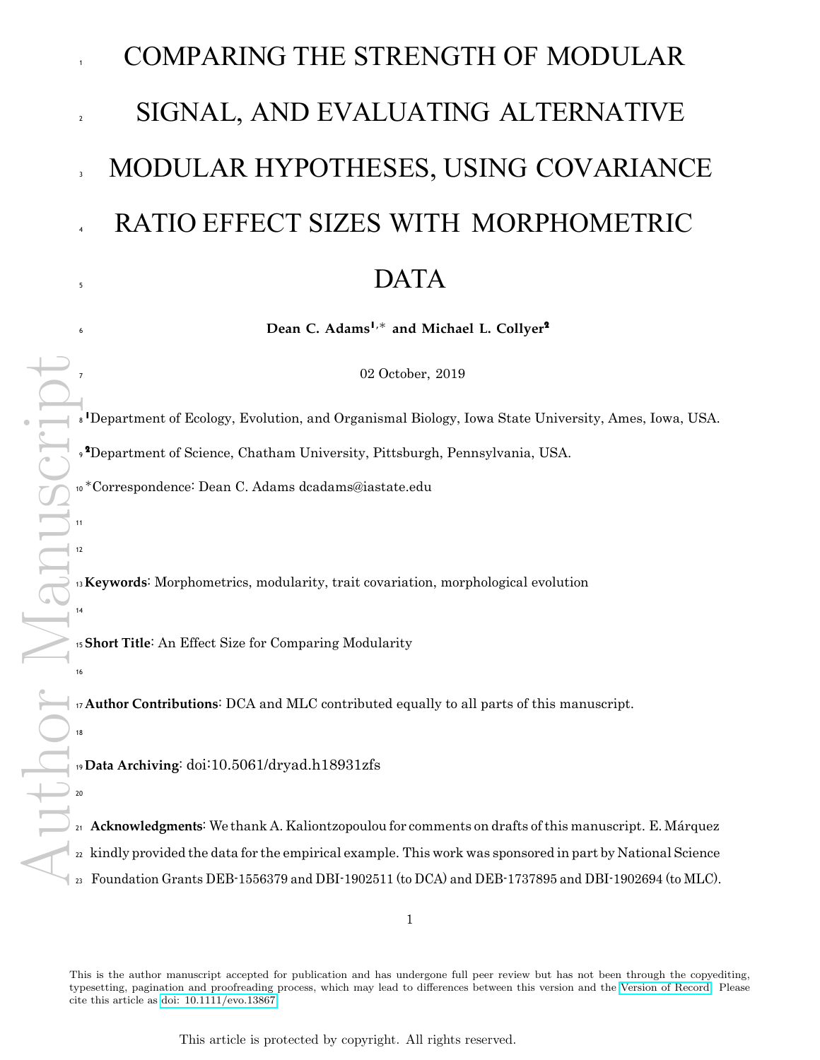# COMPARING THE STRENGTH OF MODULAR SIGNAL, AND EVALUATING ALTERNATIVE MODULAR HYPOTHESES, USING COVARIANCE RATIO EFFECT SIZES WITH MORPHOMETRIC DATA

**Dean C. Adams[1,*] and Michael L. Collyer[2]**

02 October, 2019

[1]Department of Ecology, Evolution, and Organismal Biology, Iowa State University, Ames, Iowa, USA.

[2]Department of Science, Chatham University, Pittsburgh, Pennsylvania, USA.

*Correspondence: Dean C. Adams dcadams@iastate.edu

**Keywords**: Morphometrics, modularity, trait covariation, morphological evolution

**Short Title**: An Effect Size for Comparing Modularity

**Author Contributions**: DCA and MLC contributed equally to all parts of this manuscript.

**Data Archiving**: doi:10.5061/dryad.h18931zfs

**Acknowledgments**: We thank A. Kaliontzopoulou for comments on drafts of this manuscript. E. Márquez kindly provided the data for the empirical example. This work was sponsored in part by National Science Foundation Grants DEB-1556379 and DBI-1902511 (to DCA) and DEB-1737895 and DBI-1902694 (to MLC).

This is the author manuscript accepted for publication and has undergone full peer review but has not been through the copyediting, typesetting, pagination and proofreading process, which may lead to differences between this version and the Version of Record. Please cite this article as doi: 10.1111/evo.13867

This article is protected by copyright. All rights reserved.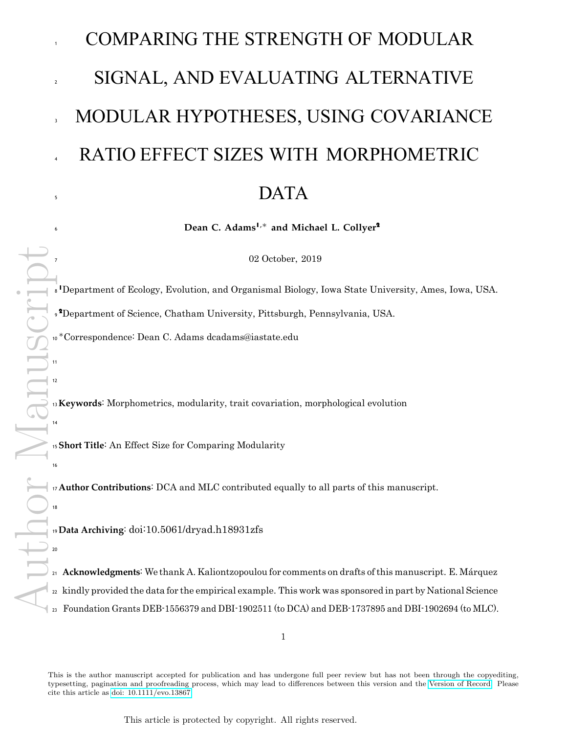# COMPARING THE STRENGTH OF MODULAR SIGNAL, AND EVALUATING ALTERNATIVE MODULAR HYPOTHESES, USING COVARIANCE RATIO EFFECT SIZES WITH MORPHOMETRIC DATA

**Dean C. Adams[1,*] and Michael L. Collyer[2]**

02 October, 2019

[1]Department of Ecology, Evolution, and Organismal Biology, Iowa State University, Ames, Iowa, USA.

[2]Department of Science, Chatham University, Pittsburgh, Pennsylvania, USA.

*Correspondence: Dean C. Adams dcadams@iastate.edu

**Keywords**: Morphometrics, modularity, trait covariation, morphological evolution

**Short Title**: An Effect Size for Comparing Modularity

**Author Contributions**: DCA and MLC contributed equally to all parts of this manuscript.

**Data Archiving**: doi:10.5061/dryad.h18931zfs

**Acknowledgments**: We thank A. Kaliontzopoulou for comments on drafts of this manuscript. E. Márquez kindly provided the data for the empirical example. This work was sponsored in part by National Science Foundation Grants DEB-1556379 and DBI-1902511 (to DCA) and DEB-1737895 and DBI-1902694 (to MLC).

This is the author manuscript accepted for publication and has undergone full peer review but has not been through the copyediting, typesetting, pagination and proofreading process, which may lead to differences between this version and the Version of Record. Please cite this article as doi: 10.1111/evo.13867

This article is protected by copyright. All rights reserved.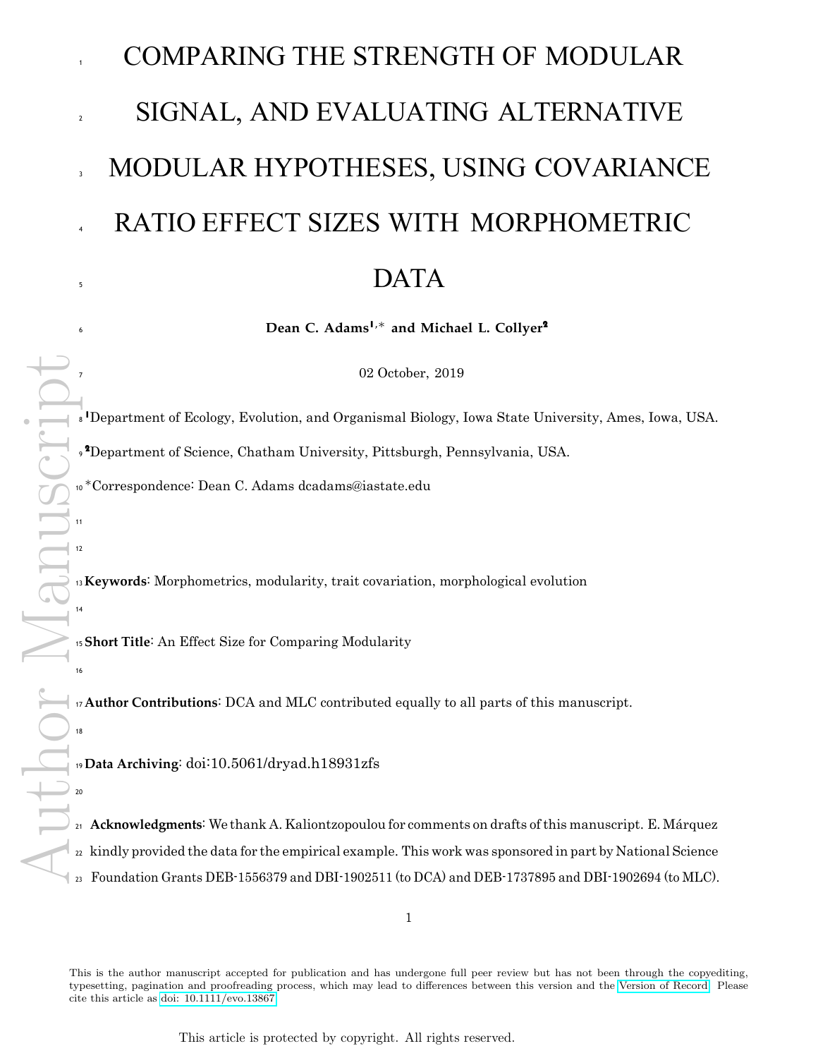# COMPARING THE STRENGTH OF MODULAR SIGNAL, AND EVALUATING ALTERNATIVE MODULAR HYPOTHESES, USING COVARIANCE RATIO EFFECT SIZES WITH MORPHOMETRIC DATA

**Dean C. Adams[1,*] and Michael L. Collyer[2]**

02 October, 2019

[1]Department of Ecology, Evolution, and Organismal Biology, Iowa State University, Ames, Iowa, USA.

[2]Department of Science, Chatham University, Pittsburgh, Pennsylvania, USA.

*Correspondence: Dean C. Adams dcadams@iastate.edu

**Keywords**: Morphometrics, modularity, trait covariation, morphological evolution

**Short Title**: An Effect Size for Comparing Modularity

**Author Contributions**: DCA and MLC contributed equally to all parts of this manuscript.

**Data Archiving**: doi:10.5061/dryad.h18931zfs

**Acknowledgments**: We thank A. Kaliontzopoulou for comments on drafts of this manuscript. E. Márquez kindly provided the data for the empirical example. This work was sponsored in part by National Science Foundation Grants DEB-1556379 and DBI-1902511 (to DCA) and DEB-1737895 and DBI-1902694 (to MLC).

This is the author manuscript accepted for publication and has undergone full peer review but has not been through the copyediting, typesetting, pagination and proofreading process, which may lead to differences between this version and the Version of Record. Please cite this article as doi: 10.1111/evo.13867

This article is protected by copyright. All rights reserved.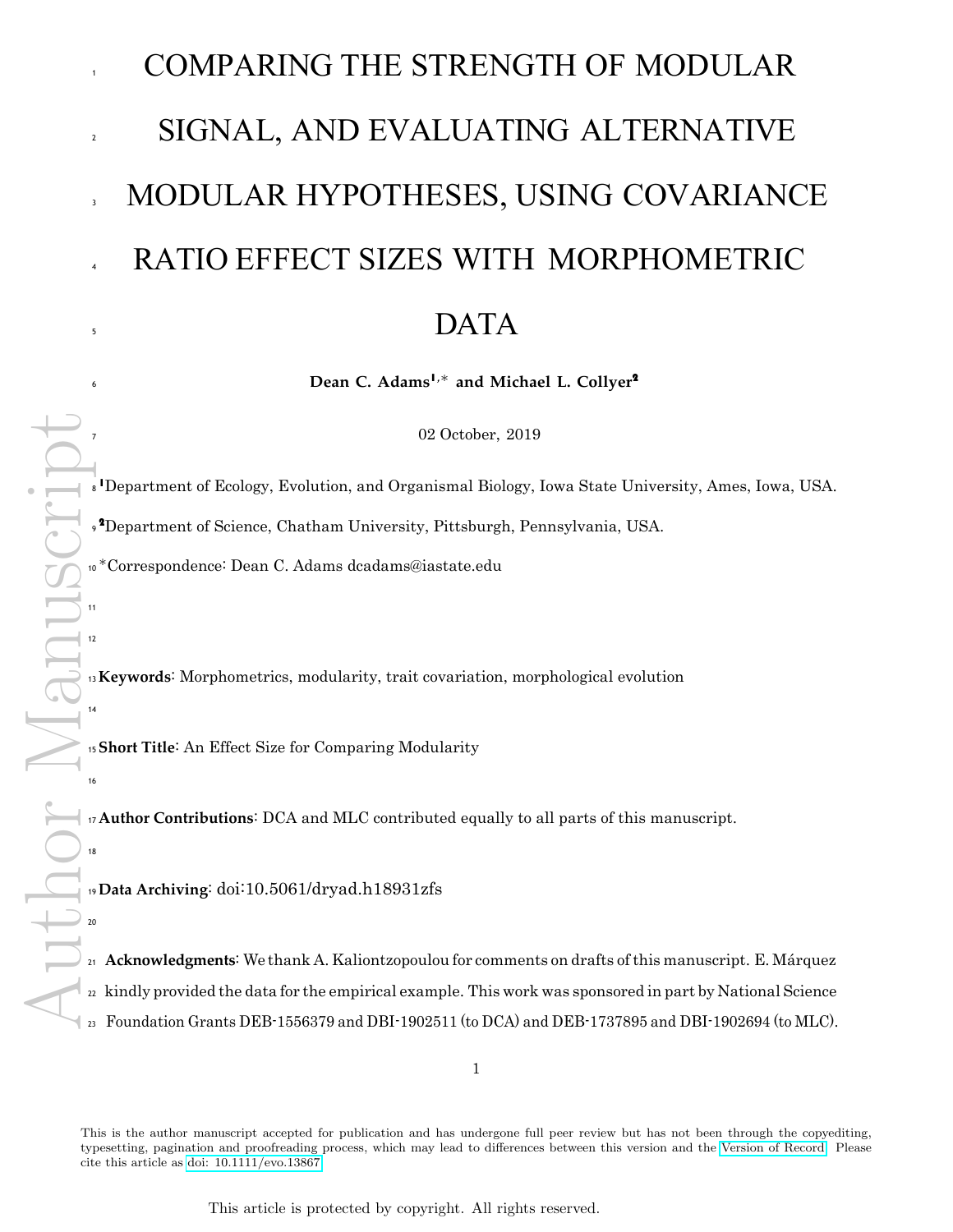# COMPARING THE STRENGTH OF MODULAR SIGNAL, AND EVALUATING ALTERNATIVE MODULAR HYPOTHESES, USING COVARIANCE RATIO EFFECT SIZES WITH MORPHOMETRIC DATA

**Dean C. Adams[1,*] and Michael L. Collyer[2]**

02 October, 2019

[1]Department of Ecology, Evolution, and Organismal Biology, Iowa State University, Ames, Iowa, USA.

[2]Department of Science, Chatham University, Pittsburgh, Pennsylvania, USA.

*Correspondence: Dean C. Adams dcadams@iastate.edu

**Keywords**: Morphometrics, modularity, trait covariation, morphological evolution

**Short Title**: An Effect Size for Comparing Modularity

**Author Contributions**: DCA and MLC contributed equally to all parts of this manuscript.

**Data Archiving**: doi:10.5061/dryad.h18931zfs

**Acknowledgments**: We thank A. Kaliontzopoulou for comments on drafts of this manuscript. E. Márquez kindly provided the data for the empirical example. This work was sponsored in part by National Science Foundation Grants DEB-1556379 and DBI-1902511 (to DCA) and DEB-1737895 and DBI-1902694 (to MLC).

This is the author manuscript accepted for publication and has undergone full peer review but has not been through the copyediting, typesetting, pagination and proofreading process, which may lead to differences between this version and the Version of Record. Please cite this article as doi: 10.1111/evo.13867

This article is protected by copyright. All rights reserved.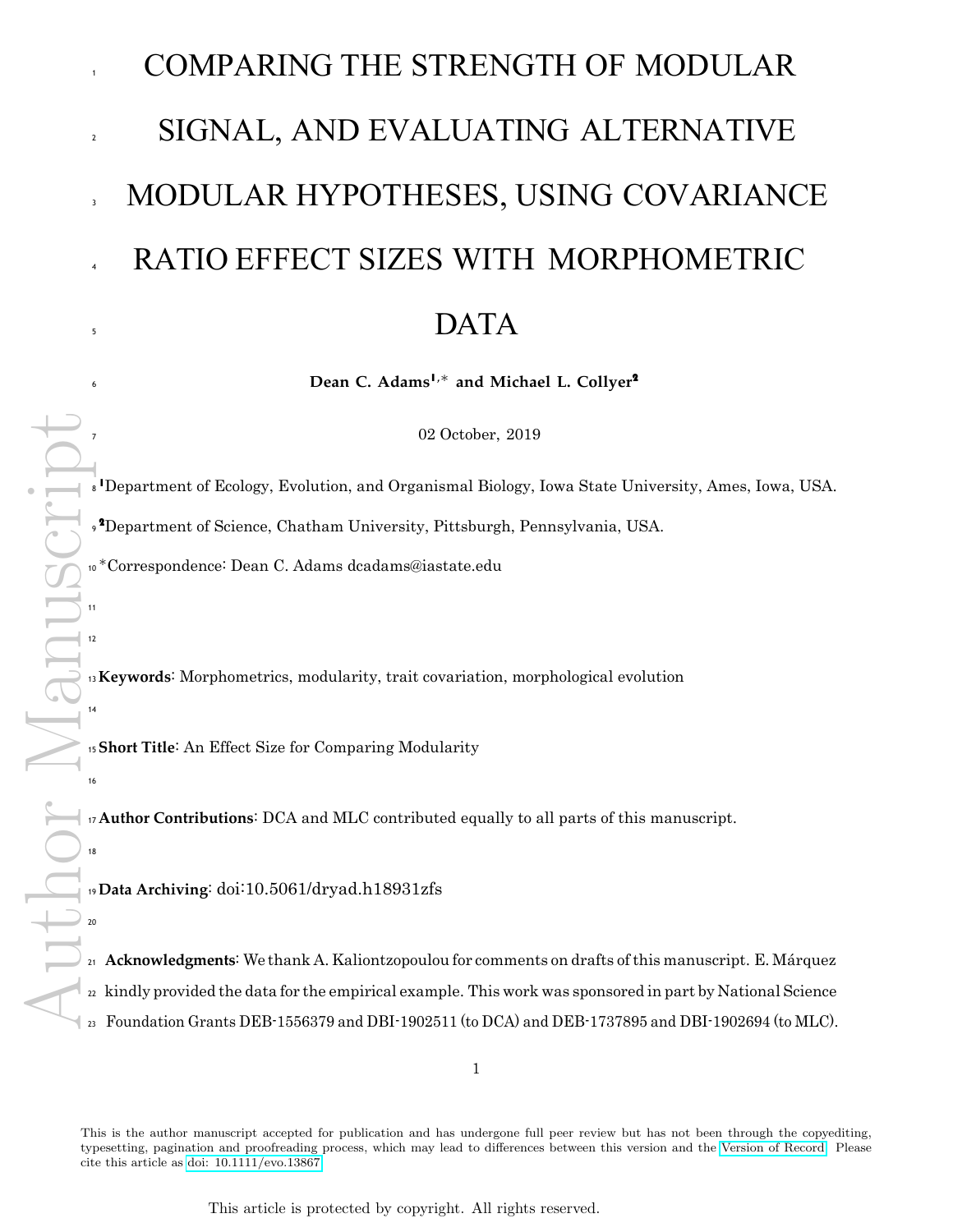# COMPARING THE STRENGTH OF MODULAR SIGNAL, AND EVALUATING ALTERNATIVE MODULAR HYPOTHESES, USING COVARIANCE RATIO EFFECT SIZES WITH MORPHOMETRIC DATA

**Dean C. Adams[1],* and Michael L. Collyer[2]**

02 October, 2019

[1]Department of Ecology, Evolution, and Organismal Biology, Iowa State University, Ames, Iowa, USA.

[2]Department of Science, Chatham University, Pittsburgh, Pennsylvania, USA.

*Correspondence: Dean C. Adams dcadams@iastate.edu

**Keywords**: Morphometrics, modularity, trait covariation, morphological evolution

**Short Title**: An Effect Size for Comparing Modularity

**Author Contributions**: DCA and MLC contributed equally to all parts of this manuscript.

**Data Archiving**: doi:10.5061/dryad.h18931zfs

**Acknowledgments**: We thank A. Kaliontzopoulou for comments on drafts of this manuscript. E. Márquez kindly provided the data for the empirical example. This work was sponsored in part by National Science Foundation Grants DEB-1556379 and DBI-1902511 (to DCA) and DEB-1737895 and DBI-1902694 (to MLC).

This is the author manuscript accepted for publication and has undergone full peer review but has not been through the copyediting, typesetting, pagination and proofreading process, which may lead to differences between this version and the Version of Record. Please cite this article as doi: 10.1111/evo.13867

This article is protected by copyright. All rights reserved.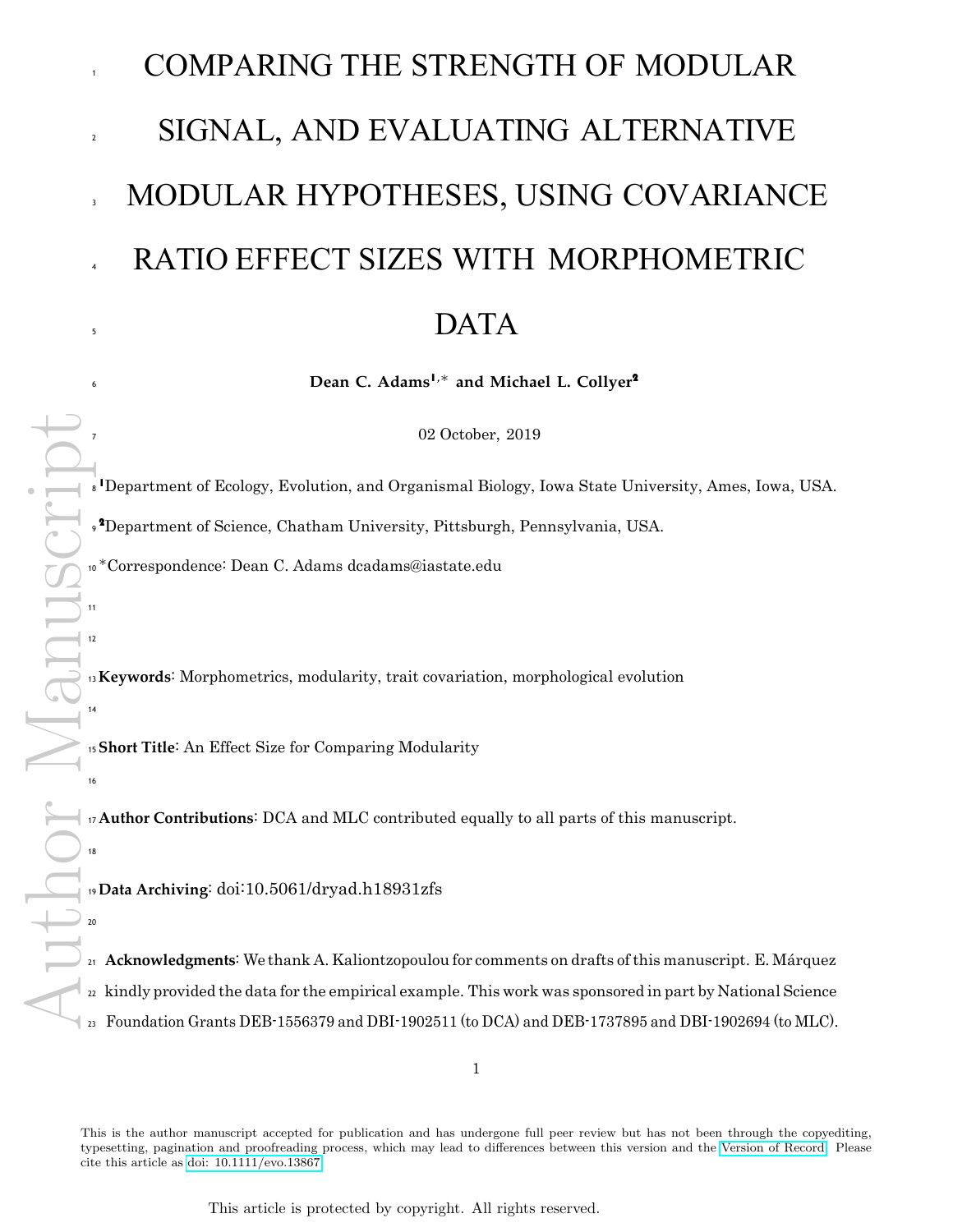# COMPARING THE STRENGTH OF MODULAR SIGNAL, AND EVALUATING ALTERNATIVE MODULAR HYPOTHESES, USING COVARIANCE RATIO EFFECT SIZES WITH MORPHOMETRIC DATA

**Dean C. Adams[1],* and Michael L. Collyer[2]**

02 October, 2019

[1]Department of Ecology, Evolution, and Organismal Biology, Iowa State University, Ames, Iowa, USA.

[2]Department of Science, Chatham University, Pittsburgh, Pennsylvania, USA.

*Correspondence: Dean C. Adams dcadams@iastate.edu

**Keywords**: Morphometrics, modularity, trait covariation, morphological evolution

**Short Title**: An Effect Size for Comparing Modularity

**Author Contributions**: DCA and MLC contributed equally to all parts of this manuscript.

**Data Archiving**: doi:10.5061/dryad.h18931zfs

**Acknowledgments**: We thank A. Kaliontzopoulou for comments on drafts of this manuscript. E. Márquez kindly provided the data for the empirical example. This work was sponsored in part by National Science Foundation Grants DEB-1556379 and DBI-1902511 (to DCA) and DEB-1737895 and DBI-1902694 (to MLC).

This is the author manuscript accepted for publication and has undergone full peer review but has not been through the copyediting, typesetting, pagination and proofreading process, which may lead to differences between this version and the Version of Record. Please cite this article as doi: 10.1111/evo.13867

This article is protected by copyright. All rights reserved.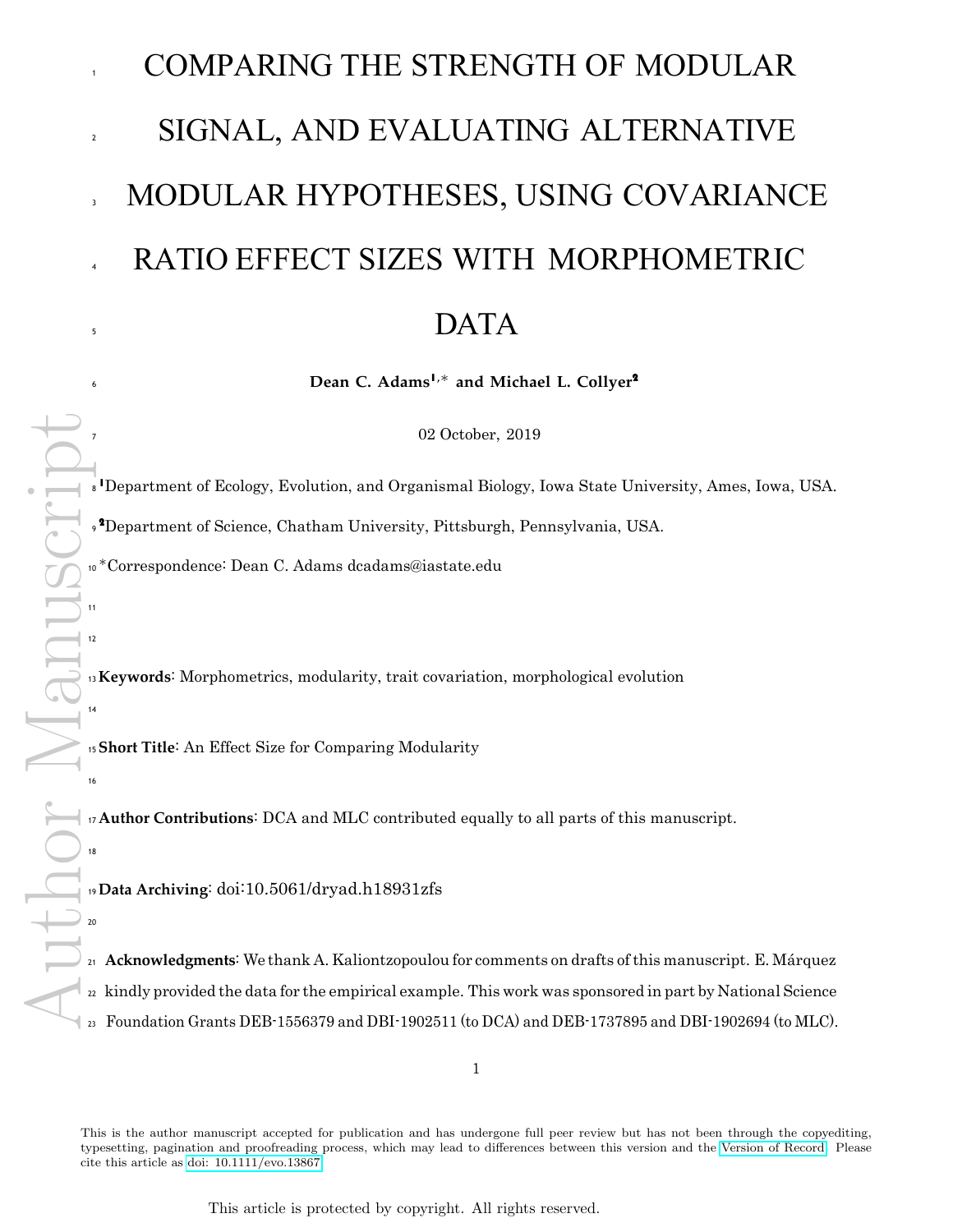# COMPARING THE STRENGTH OF MODULAR SIGNAL, AND EVALUATING ALTERNATIVE MODULAR HYPOTHESES, USING COVARIANCE RATIO EFFECT SIZES WITH MORPHOMETRIC DATA

**Dean C. Adams**[1,*] **and Michael L. Collyer**[2]

02 October, 2019

[1]Department of Ecology, Evolution, and Organismal Biology, Iowa State University, Ames, Iowa, USA.

[2]Department of Science, Chatham University, Pittsburgh, Pennsylvania, USA.

*Correspondence: Dean C. Adams dcadams@iastate.edu

**Keywords**: Morphometrics, modularity, trait covariation, morphological evolution

**Short Title**: An Effect Size for Comparing Modularity

**Author Contributions**: DCA and MLC contributed equally to all parts of this manuscript.

**Data Archiving**: doi:10.5061/dryad.h18931zfs

**Acknowledgments**: We thank A. Kaliontzopoulou for comments on drafts of this manuscript. E. Márquez kindly provided the data for the empirical example. This work was sponsored in part by National Science Foundation Grants DEB-1556379 and DBI-1902511 (to DCA) and DEB-1737895 and DBI-1902694 (to MLC).

This is the author manuscript accepted for publication and has undergone full peer review but has not been through the copyediting, typesetting, pagination and proofreading process, which may lead to differences between this version and the Version of Record. Please cite this article as doi: 10.1111/evo.13867

This article is protected by copyright. All rights reserved.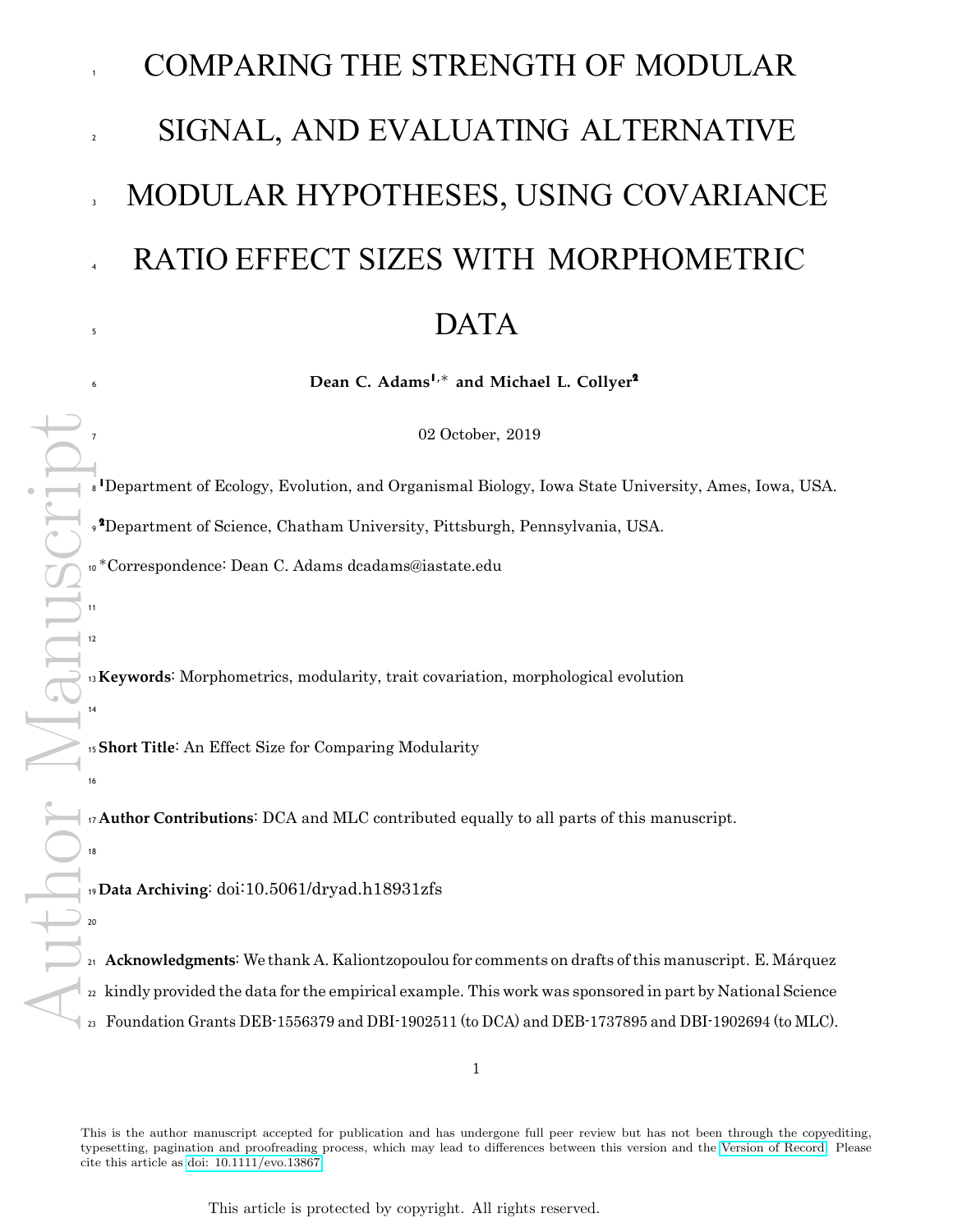# COMPARING THE STRENGTH OF MODULAR SIGNAL, AND EVALUATING ALTERNATIVE MODULAR HYPOTHESES, USING COVARIANCE RATIO EFFECT SIZES WITH MORPHOMETRIC DATA

**Dean C. Adams[1,*] and Michael L. Collyer[2]**

02 October, 2019

[1]Department of Ecology, Evolution, and Organismal Biology, Iowa State University, Ames, Iowa, USA.

[2]Department of Science, Chatham University, Pittsburgh, Pennsylvania, USA.

*Correspondence: Dean C. Adams dcadams@iastate.edu

**Keywords**: Morphometrics, modularity, trait covariation, morphological evolution

**Short Title**: An Effect Size for Comparing Modularity

**Author Contributions**: DCA and MLC contributed equally to all parts of this manuscript.

**Data Archiving**: doi:10.5061/dryad.h18931zfs

**Acknowledgments**: We thank A. Kaliontzopoulou for comments on drafts of this manuscript. E. Márquez kindly provided the data for the empirical example. This work was sponsored in part by National Science Foundation Grants DEB-1556379 and DBI-1902511 (to DCA) and DEB-1737895 and DBI-1902694 (to MLC).

This is the author manuscript accepted for publication and has undergone full peer review but has not been through the copyediting, typesetting, pagination and proofreading process, which may lead to differences between this version and the Version of Record. Please cite this article as doi: 10.1111/evo.13867

This article is protected by copyright. All rights reserved.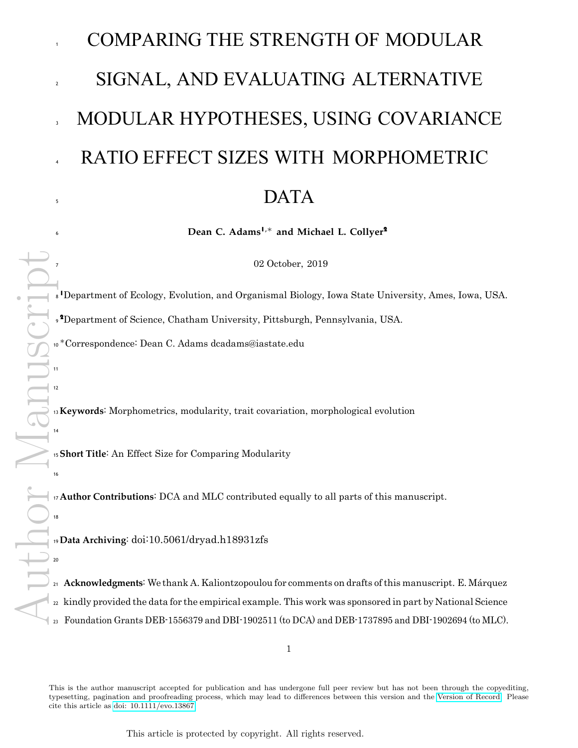# COMPARING THE STRENGTH OF MODULAR SIGNAL, AND EVALUATING ALTERNATIVE MODULAR HYPOTHESES, USING COVARIANCE RATIO EFFECT SIZES WITH MORPHOMETRIC DATA

**Dean C. Adams[1,*] and Michael L. Collyer[2]**

02 October, 2019

[1]Department of Ecology, Evolution, and Organismal Biology, Iowa State University, Ames, Iowa, USA.

[2]Department of Science, Chatham University, Pittsburgh, Pennsylvania, USA.

*Correspondence: Dean C. Adams dcadams@iastate.edu

**Keywords**: Morphometrics, modularity, trait covariation, morphological evolution

**Short Title**: An Effect Size for Comparing Modularity

**Author Contributions**: DCA and MLC contributed equally to all parts of this manuscript.

**Data Archiving**: doi:10.5061/dryad.h18931zfs

**Acknowledgments**: We thank A. Kaliontzopoulou for comments on drafts of this manuscript. E. Márquez kindly provided the data for the empirical example. This work was sponsored in part by National Science Foundation Grants DEB-1556379 and DBI-1902511 (to DCA) and DEB-1737895 and DBI-1902694 (to MLC).

This is the author manuscript accepted for publication and has undergone full peer review but has not been through the copyediting, typesetting, pagination and proofreading process, which may lead to differences between this version and the Version of Record. Please cite this article as doi: 10.1111/evo.13867

This article is protected by copyright. All rights reserved.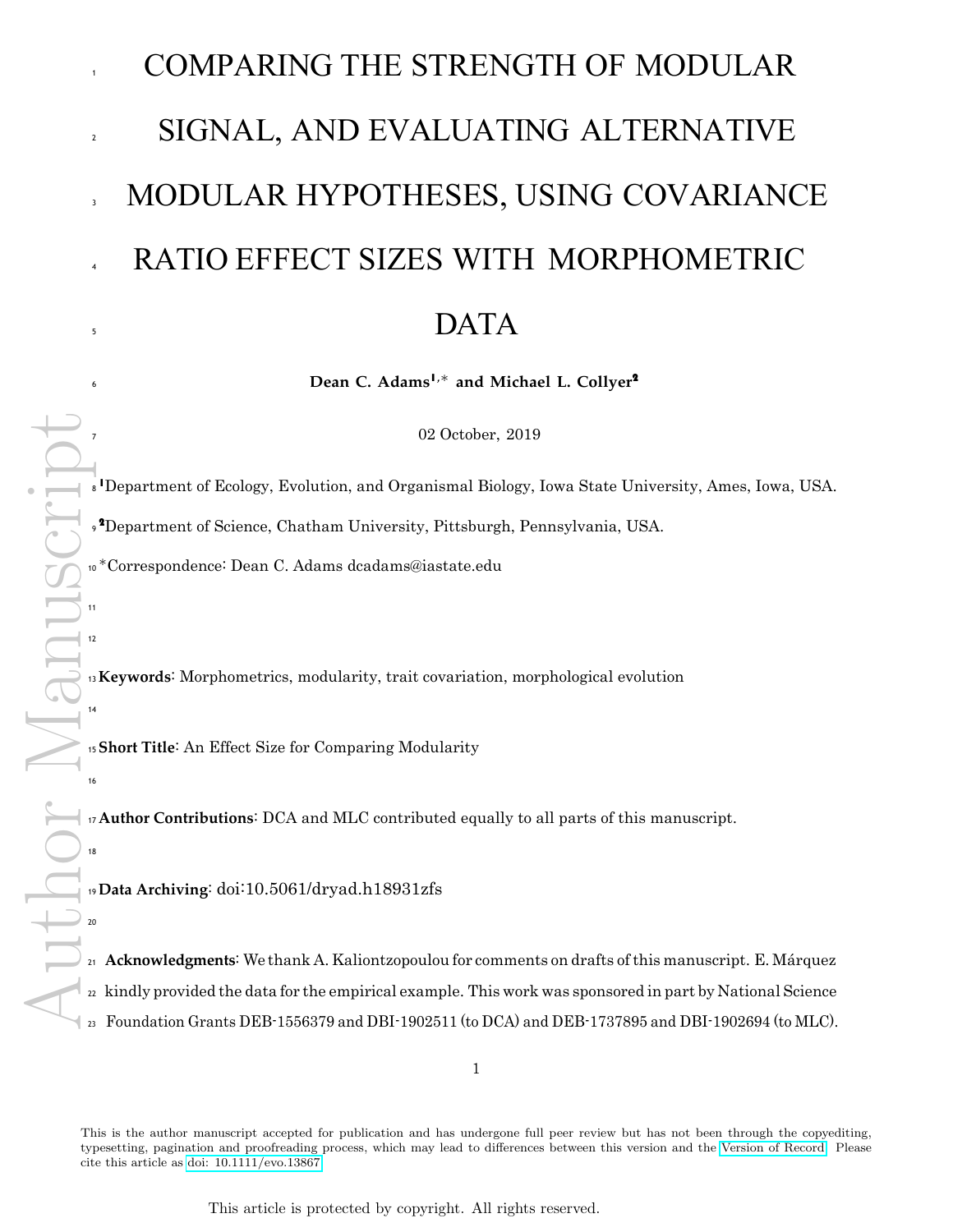# COMPARING THE STRENGTH OF MODULAR SIGNAL, AND EVALUATING ALTERNATIVE MODULAR HYPOTHESES, USING COVARIANCE RATIO EFFECT SIZES WITH MORPHOMETRIC DATA

**Dean C. Adams[1],* and Michael L. Collyer[2]**

02 October, 2019

[1]Department of Ecology, Evolution, and Organismal Biology, Iowa State University, Ames, Iowa, USA.

[2]Department of Science, Chatham University, Pittsburgh, Pennsylvania, USA.

*Correspondence: Dean C. Adams dcadams@iastate.edu

**Keywords**: Morphometrics, modularity, trait covariation, morphological evolution

**Short Title**: An Effect Size for Comparing Modularity

**Author Contributions**: DCA and MLC contributed equally to all parts of this manuscript.

**Data Archiving**: doi:10.5061/dryad.h18931zfs

**Acknowledgments**: We thank A. Kaliontzopoulou for comments on drafts of this manuscript. E. Márquez kindly provided the data for the empirical example. This work was sponsored in part by National Science Foundation Grants DEB-1556379 and DBI-1902511 (to DCA) and DEB-1737895 and DBI-1902694 (to MLC).

This is the author manuscript accepted for publication and has undergone full peer review but has not been through the copyediting, typesetting, pagination and proofreading process, which may lead to differences between this version and the Version of Record. Please cite this article as doi: 10.1111/evo.13867

This article is protected by copyright. All rights reserved.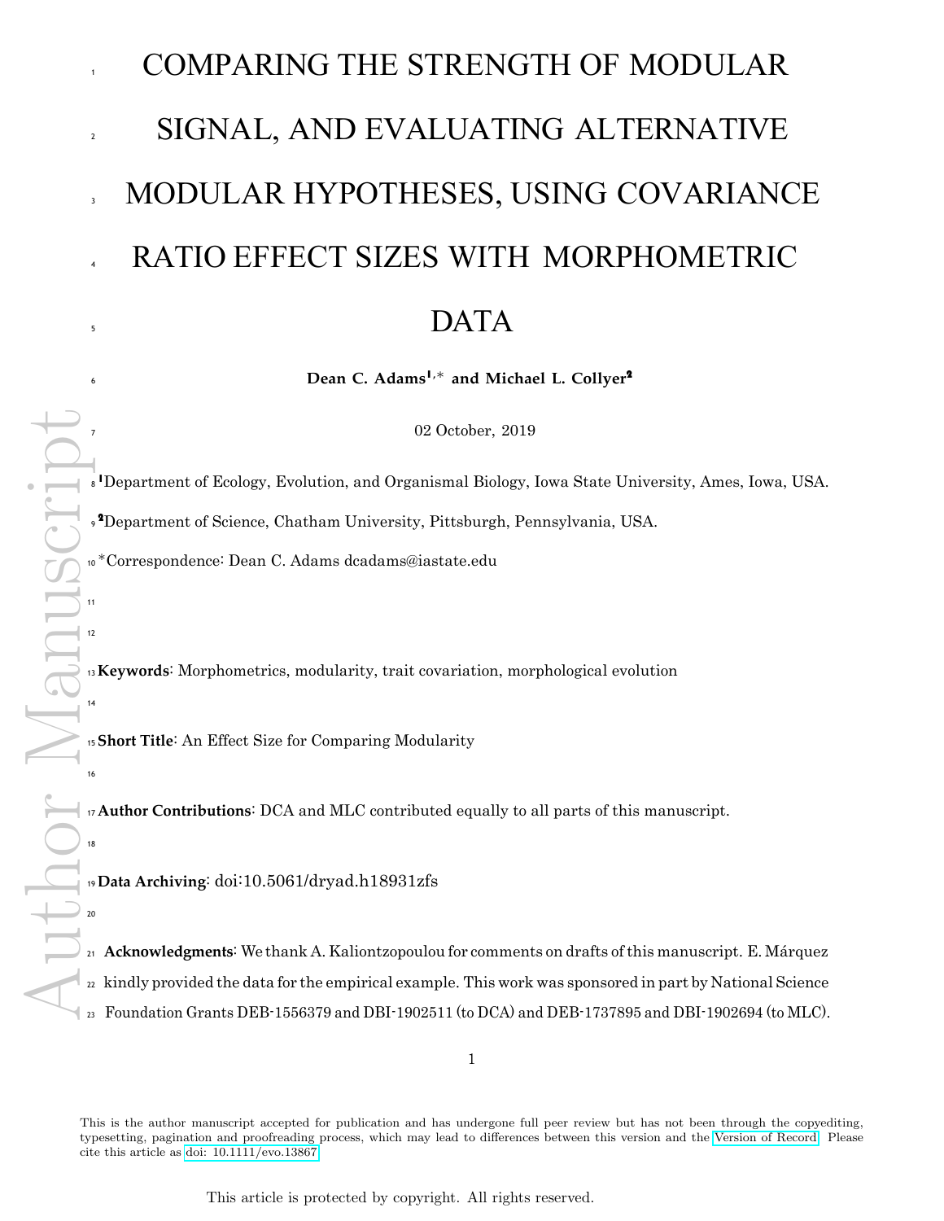# COMPARING THE STRENGTH OF MODULAR SIGNAL, AND EVALUATING ALTERNATIVE MODULAR HYPOTHESES, USING COVARIANCE RATIO EFFECT SIZES WITH MORPHOMETRIC DATA

**Dean C. Adams[1],* and Michael L. Collyer[2]**

02 October, 2019

[1]Department of Ecology, Evolution, and Organismal Biology, Iowa State University, Ames, Iowa, USA.

[2]Department of Science, Chatham University, Pittsburgh, Pennsylvania, USA.

*Correspondence: Dean C. Adams dcadams@iastate.edu

**Keywords**: Morphometrics, modularity, trait covariation, morphological evolution

**Short Title**: An Effect Size for Comparing Modularity

**Author Contributions**: DCA and MLC contributed equally to all parts of this manuscript.

**Data Archiving**: doi:10.5061/dryad.h18931zfs

**Acknowledgments**: We thank A. Kaliontzopoulou for comments on drafts of this manuscript. E. Márquez kindly provided the data for the empirical example. This work was sponsored in part by National Science Foundation Grants DEB-1556379 and DBI-1902511 (to DCA) and DEB-1737895 and DBI-1902694 (to MLC).

This is the author manuscript accepted for publication and has undergone full peer review but has not been through the copyediting, typesetting, pagination and proofreading process, which may lead to differences between this version and the Version of Record. Please cite this article as doi: 10.1111/evo.13867

This article is protected by copyright. All rights reserved.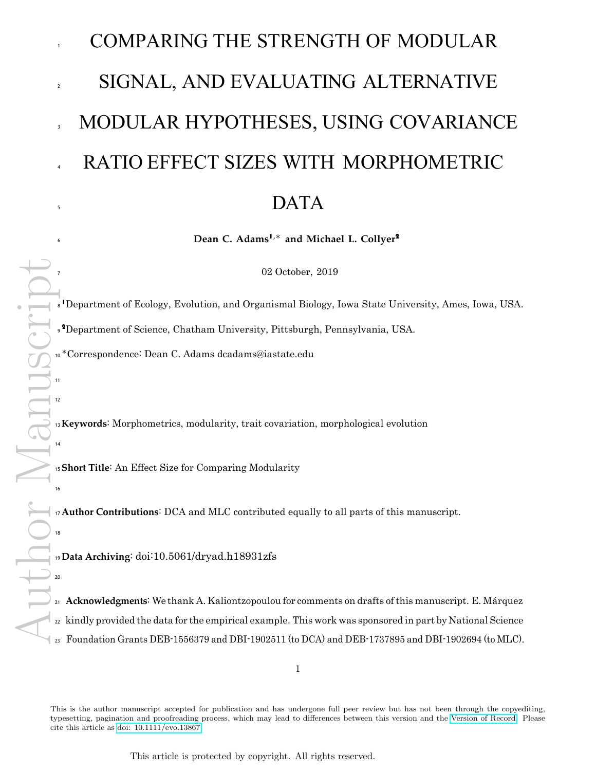# COMPARING THE STRENGTH OF MODULAR SIGNAL, AND EVALUATING ALTERNATIVE MODULAR HYPOTHESES, USING COVARIANCE RATIO EFFECT SIZES WITH MORPHOMETRIC DATA

**Dean C. Adams[1],* and Michael L. Collyer[2]**

02 October, 2019

[1]Department of Ecology, Evolution, and Organismal Biology, Iowa State University, Ames, Iowa, USA.

[2]Department of Science, Chatham University, Pittsburgh, Pennsylvania, USA.

*Correspondence: Dean C. Adams dcadams@iastate.edu

**Keywords**: Morphometrics, modularity, trait covariation, morphological evolution

**Short Title**: An Effect Size for Comparing Modularity

**Author Contributions**: DCA and MLC contributed equally to all parts of this manuscript.

**Data Archiving**: doi:10.5061/dryad.h18931zfs

**Acknowledgments**: We thank A. Kaliontzopoulou for comments on drafts of this manuscript. E. Márquez kindly provided the data for the empirical example. This work was sponsored in part by National Science Foundation Grants DEB-1556379 and DBI-1902511 (to DCA) and DEB-1737895 and DBI-1902694 (to MLC).

This is the author manuscript accepted for publication and has undergone full peer review but has not been through the copyediting, typesetting, pagination and proofreading process, which may lead to differences between this version and the Version of Record. Please cite this article as doi: 10.1111/evo.13867

This article is protected by copyright. All rights reserved.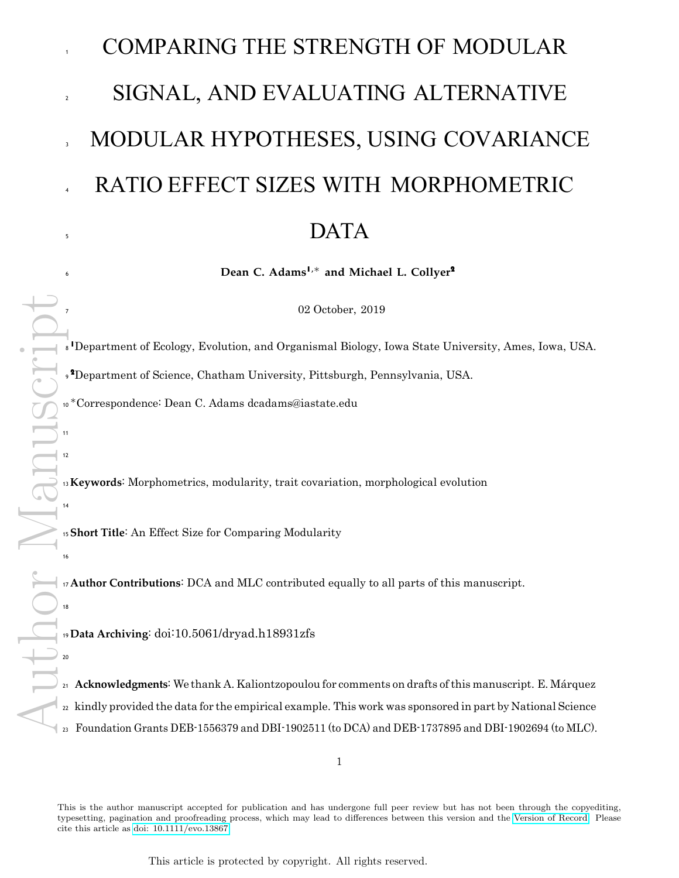# COMPARING THE STRENGTH OF MODULAR SIGNAL, AND EVALUATING ALTERNATIVE MODULAR HYPOTHESES, USING COVARIANCE RATIO EFFECT SIZES WITH MORPHOMETRIC DATA

**Dean C. Adams[1,]\* and Michael L. Collyer[2]**

02 October, 2019

[1]Department of Ecology, Evolution, and Organismal Biology, Iowa State University, Ames, Iowa, USA.

[2]Department of Science, Chatham University, Pittsburgh, Pennsylvania, USA.

\*Correspondence: Dean C. Adams dcadams@iastate.edu

**Keywords**: Morphometrics, modularity, trait covariation, morphological evolution

**Short Title**: An Effect Size for Comparing Modularity

**Author Contributions**: DCA and MLC contributed equally to all parts of this manuscript.

**Data Archiving**: doi:10.5061/dryad.h18931zfs

**Acknowledgments**: We thank A. Kaliontzopoulou for comments on drafts of this manuscript. E. Márquez kindly provided the data for the empirical example. This work was sponsored in part by National Science Foundation Grants DEB-1556379 and DBI-1902511 (to DCA) and DEB-1737895 and DBI-1902694 (to MLC).

This is the author manuscript accepted for publication and has undergone full peer review but has not been through the copyediting, typesetting, pagination and proofreading process, which may lead to differences between this version and the Version of Record. Please cite this article as doi: 10.1111/evo.13867

This article is protected by copyright. All rights reserved.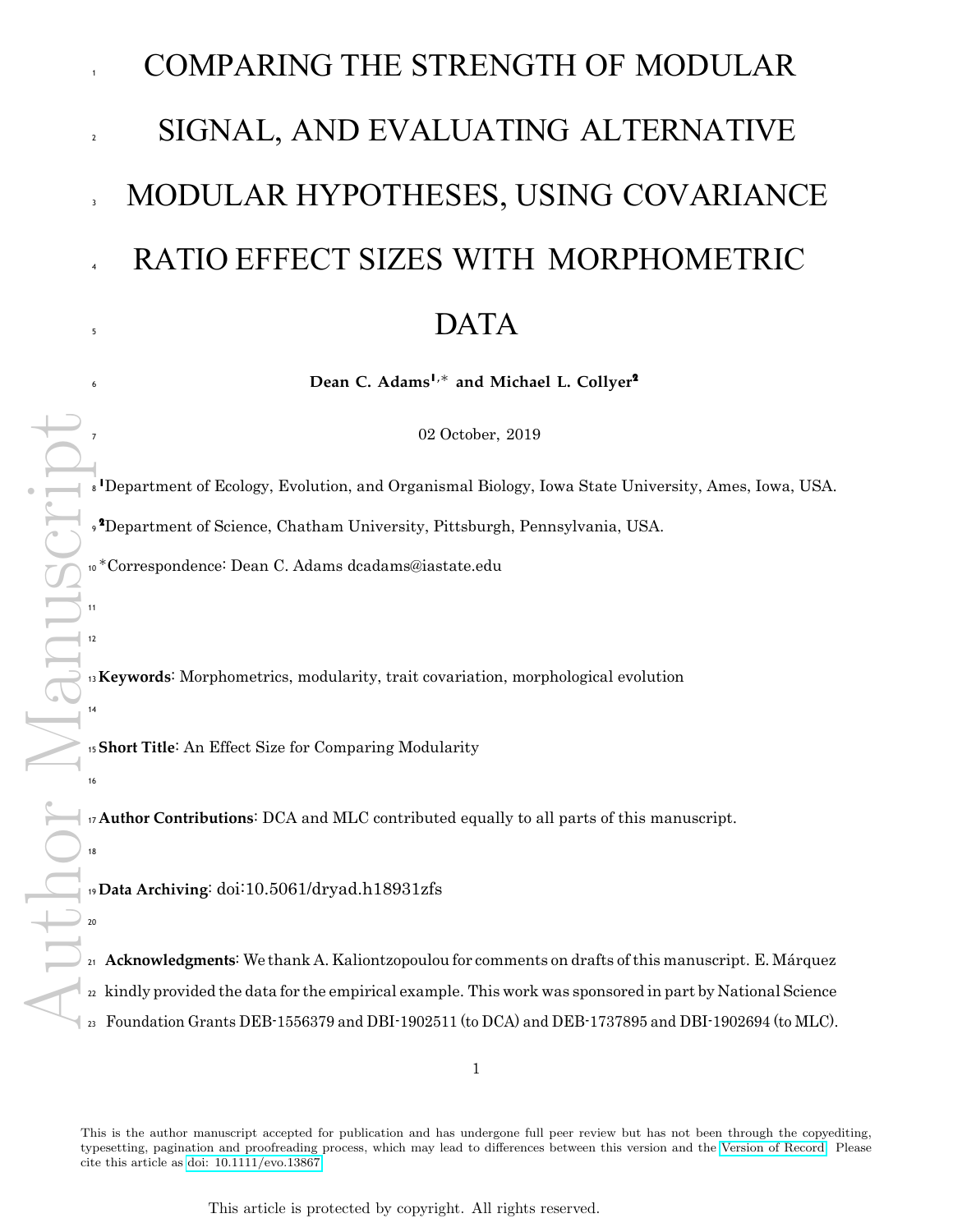# COMPARING THE STRENGTH OF MODULAR SIGNAL, AND EVALUATING ALTERNATIVE MODULAR HYPOTHESES, USING COVARIANCE RATIO EFFECT SIZES WITH MORPHOMETRIC DATA

**Dean C. Adams[1,]\* and Michael L. Collyer[2]**

02 October, 2019

[1]Department of Ecology, Evolution, and Organismal Biology, Iowa State University, Ames, Iowa, USA.

[2]Department of Science, Chatham University, Pittsburgh, Pennsylvania, USA.

\*Correspondence: Dean C. Adams dcadams@iastate.edu

**Keywords**: Morphometrics, modularity, trait covariation, morphological evolution

**Short Title**: An Effect Size for Comparing Modularity

**Author Contributions**: DCA and MLC contributed equally to all parts of this manuscript.

**Data Archiving**: doi:10.5061/dryad.h18931zfs

**Acknowledgments**: We thank A. Kaliontzopoulou for comments on drafts of this manuscript. E. Márquez kindly provided the data for the empirical example. This work was sponsored in part by National Science Foundation Grants DEB-1556379 and DBI-1902511 (to DCA) and DEB-1737895 and DBI-1902694 (to MLC).

This is the author manuscript accepted for publication and has undergone full peer review but has not been through the copyediting, typesetting, pagination and proofreading process, which may lead to differences between this version and the Version of Record. Please cite this article as doi: 10.1111/evo.13867

This article is protected by copyright. All rights reserved.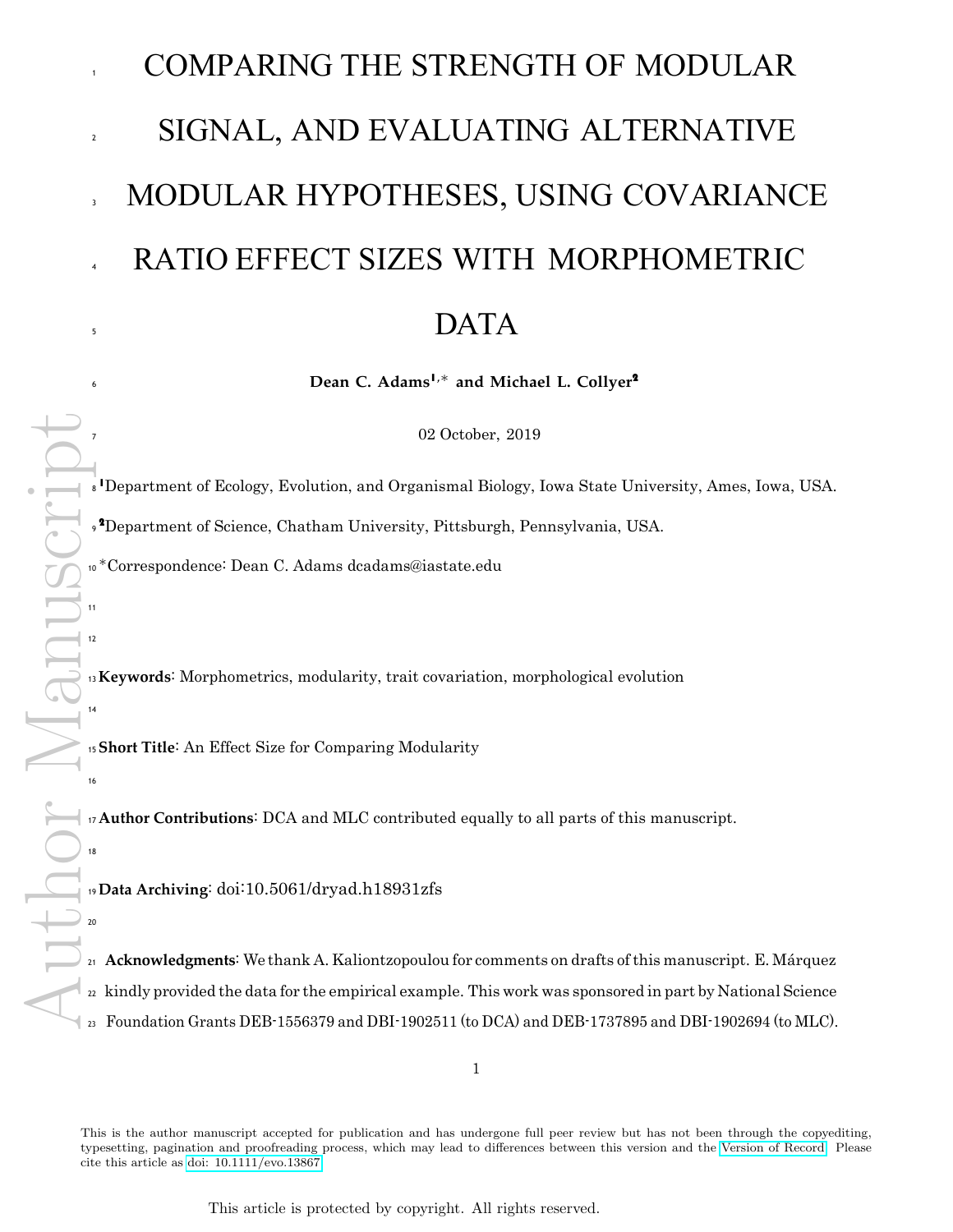# COMPARING THE STRENGTH OF MODULAR SIGNAL, AND EVALUATING ALTERNATIVE MODULAR HYPOTHESES, USING COVARIANCE RATIO EFFECT SIZES WITH MORPHOMETRIC DATA

**Dean C. Adams[1,*] and Michael L. Collyer[2]**

02 October, 2019

[1]Department of Ecology, Evolution, and Organismal Biology, Iowa State University, Ames, Iowa, USA.

[2]Department of Science, Chatham University, Pittsburgh, Pennsylvania, USA.

*Correspondence: Dean C. Adams dcadams@iastate.edu

**Keywords**: Morphometrics, modularity, trait covariation, morphological evolution

**Short Title**: An Effect Size for Comparing Modularity

**Author Contributions**: DCA and MLC contributed equally to all parts of this manuscript.

**Data Archiving**: doi:10.5061/dryad.h18931zfs

**Acknowledgments**: We thank A. Kaliontzopoulou for comments on drafts of this manuscript. E. Márquez kindly provided the data for the empirical example. This work was sponsored in part by National Science Foundation Grants DEB-1556379 and DBI-1902511 (to DCA) and DEB-1737895 and DBI-1902694 (to MLC).

This is the author manuscript accepted for publication and has undergone full peer review but has not been through the copyediting, typesetting, pagination and proofreading process, which may lead to differences between this version and the Version of Record. Please cite this article as doi: 10.1111/evo.13867

This article is protected by copyright. All rights reserved.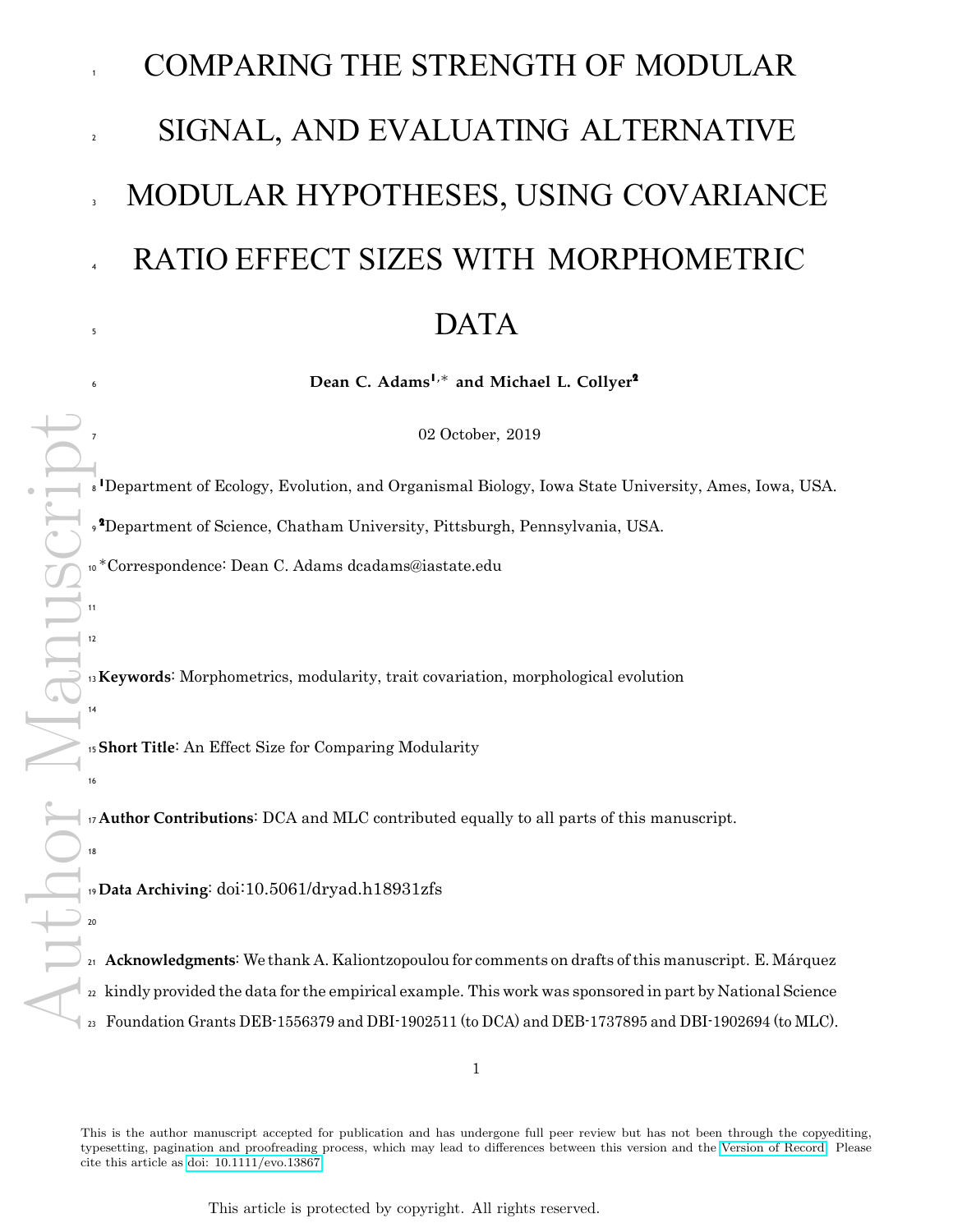# COMPARING THE STRENGTH OF MODULAR SIGNAL, AND EVALUATING ALTERNATIVE MODULAR HYPOTHESES, USING COVARIANCE RATIO EFFECT SIZES WITH MORPHOMETRIC DATA

**Dean C. Adams[1],* and Michael L. Collyer[2]**

02 October, 2019

[1]Department of Ecology, Evolution, and Organismal Biology, Iowa State University, Ames, Iowa, USA.

[2]Department of Science, Chatham University, Pittsburgh, Pennsylvania, USA.

*Correspondence: Dean C. Adams dcadams@iastate.edu

**Keywords**: Morphometrics, modularity, trait covariation, morphological evolution

**Short Title**: An Effect Size for Comparing Modularity

**Author Contributions**: DCA and MLC contributed equally to all parts of this manuscript.

**Data Archiving**: doi:10.5061/dryad.h18931zfs

**Acknowledgments**: We thank A. Kaliontzopoulou for comments on drafts of this manuscript. E. Márquez kindly provided the data for the empirical example. This work was sponsored in part by National Science Foundation Grants DEB-1556379 and DBI-1902511 (to DCA) and DEB-1737895 and DBI-1902694 (to MLC).

This is the author manuscript accepted for publication and has undergone full peer review but has not been through the copyediting, typesetting, pagination and proofreading process, which may lead to differences between this version and the Version of Record. Please cite this article as doi: 10.1111/evo.13867

This article is protected by copyright. All rights reserved.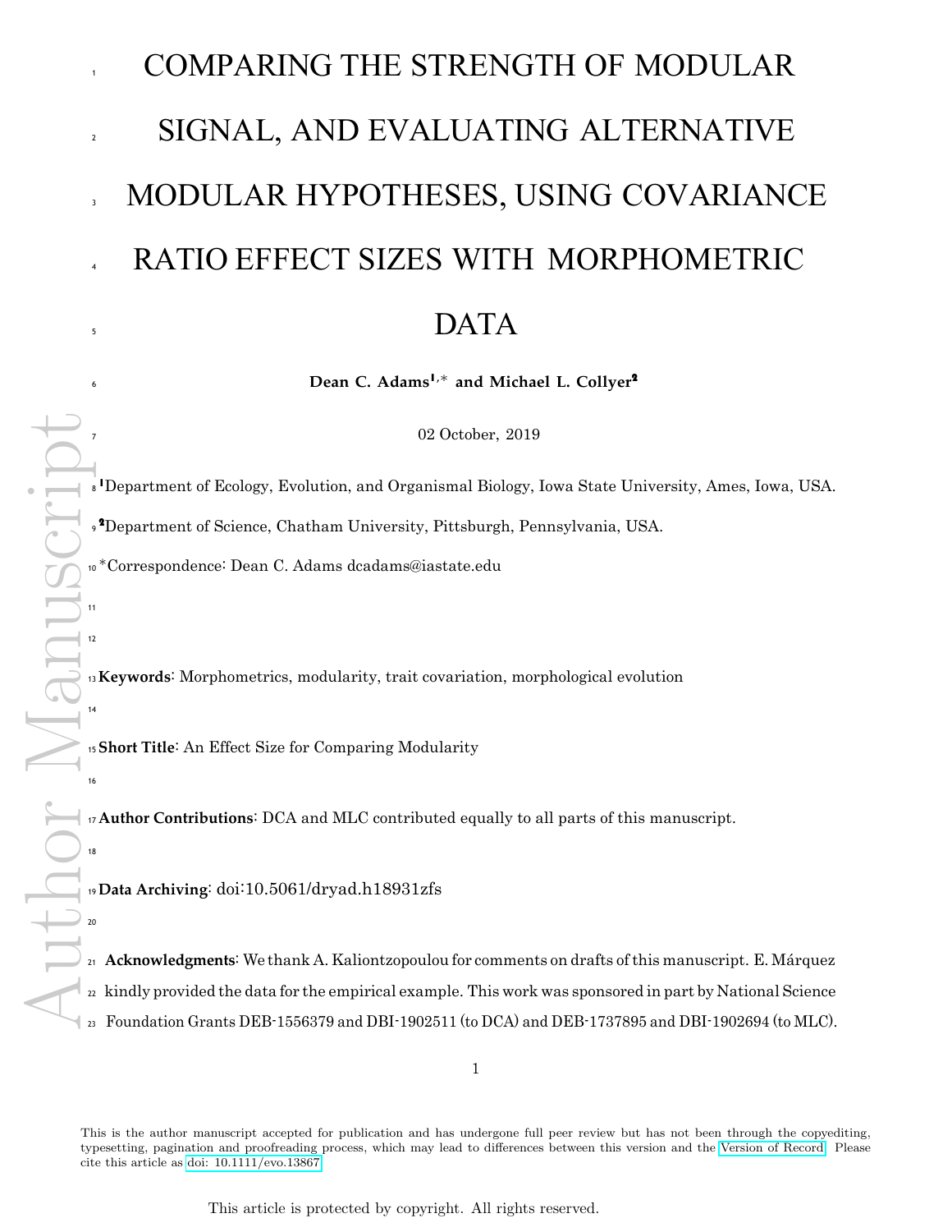# COMPARING THE STRENGTH OF MODULAR SIGNAL, AND EVALUATING ALTERNATIVE MODULAR HYPOTHESES, USING COVARIANCE RATIO EFFECT SIZES WITH MORPHOMETRIC DATA

**Dean C. Adams[1],\* and Michael L. Collyer[2]**

02 October, 2019

[1]Department of Ecology, Evolution, and Organismal Biology, Iowa State University, Ames, Iowa, USA.

[2]Department of Science, Chatham University, Pittsburgh, Pennsylvania, USA.

\*Correspondence: Dean C. Adams dcadams@iastate.edu

**Keywords**: Morphometrics, modularity, trait covariation, morphological evolution

**Short Title**: An Effect Size for Comparing Modularity

**Author Contributions**: DCA and MLC contributed equally to all parts of this manuscript.

**Data Archiving**: doi:10.5061/dryad.h18931zfs

**Acknowledgments**: We thank A. Kaliontzopoulou for comments on drafts of this manuscript. E. Márquez kindly provided the data for the empirical example. This work was sponsored in part by National Science Foundation Grants DEB-1556379 and DBI-1902511 (to DCA) and DEB-1737895 and DBI-1902694 (to MLC).

This is the author manuscript accepted for publication and has undergone full peer review but has not been through the copyediting, typesetting, pagination and proofreading process, which may lead to differences between this version and the Version of Record. Please cite this article as doi: 10.1111/evo.13867

This article is protected by copyright. All rights reserved.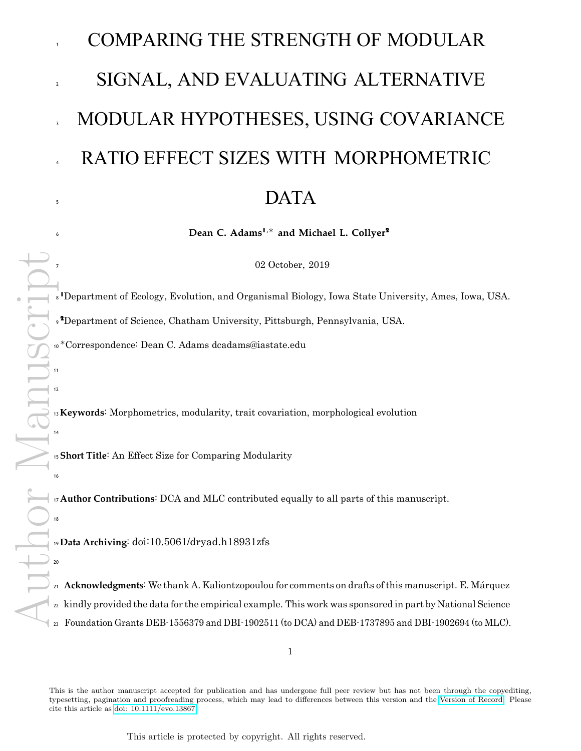# COMPARING THE STRENGTH OF MODULAR SIGNAL, AND EVALUATING ALTERNATIVE MODULAR HYPOTHESES, USING COVARIANCE RATIO EFFECT SIZES WITH MORPHOMETRIC DATA

**Dean C. Adams**[1,*] **and Michael L. Collyer**[2]

02 October, 2019

[1]Department of Ecology, Evolution, and Organismal Biology, Iowa State University, Ames, Iowa, USA.

[2]Department of Science, Chatham University, Pittsburgh, Pennsylvania, USA.

*Correspondence: Dean C. Adams dcadams@iastate.edu

**Keywords**: Morphometrics, modularity, trait covariation, morphological evolution

**Short Title**: An Effect Size for Comparing Modularity

**Author Contributions**: DCA and MLC contributed equally to all parts of this manuscript.

**Data Archiving**: doi:10.5061/dryad.h18931zfs

**Acknowledgments**: We thank A. Kaliontzopoulou for comments on drafts of this manuscript. E. Márquez kindly provided the data for the empirical example. This work was sponsored in part by National Science Foundation Grants DEB-1556379 and DBI-1902511 (to DCA) and DEB-1737895 and DBI-1902694 (to MLC).

This is the author manuscript accepted for publication and has undergone full peer review but has not been through the copyediting, typesetting, pagination and proofreading process, which may lead to differences between this version and the Version of Record. Please cite this article as doi: 10.1111/evo.13867

This article is protected by copyright. All rights reserved.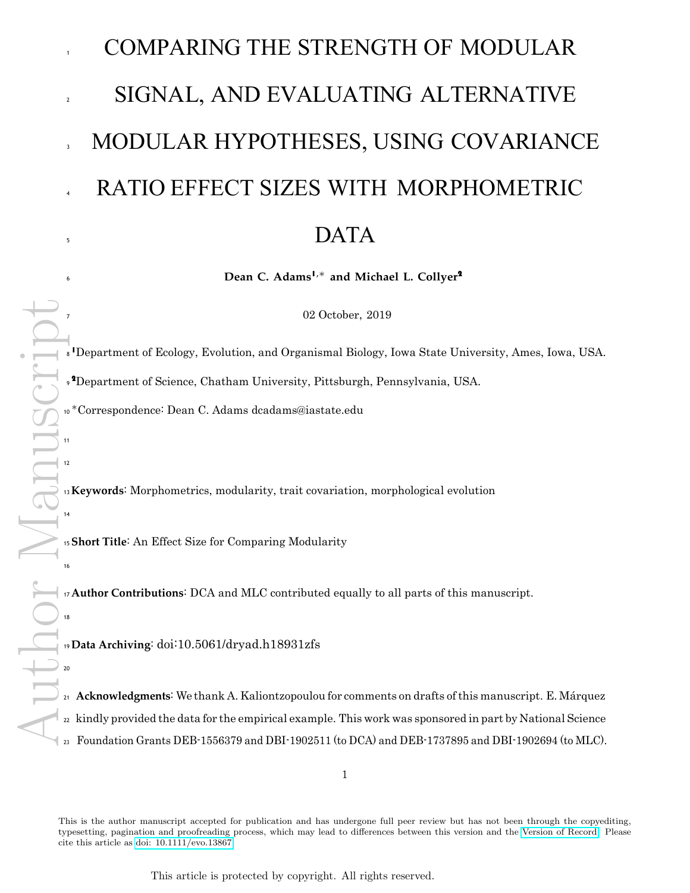# COMPARING THE STRENGTH OF MODULAR SIGNAL, AND EVALUATING ALTERNATIVE MODULAR HYPOTHESES, USING COVARIANCE RATIO EFFECT SIZES WITH MORPHOMETRIC DATA

**Dean C. Adams[1],* and Michael L. Collyer[2]**

02 October, 2019

[1]Department of Ecology, Evolution, and Organismal Biology, Iowa State University, Ames, Iowa, USA.

[2]Department of Science, Chatham University, Pittsburgh, Pennsylvania, USA.

*Correspondence: Dean C. Adams dcadams@iastate.edu

**Keywords**: Morphometrics, modularity, trait covariation, morphological evolution

**Short Title**: An Effect Size for Comparing Modularity

**Author Contributions**: DCA and MLC contributed equally to all parts of this manuscript.

**Data Archiving**: doi:10.5061/dryad.h18931zfs

**Acknowledgments**: We thank A. Kaliontzopoulou for comments on drafts of this manuscript. E. Márquez kindly provided the data for the empirical example. This work was sponsored in part by National Science Foundation Grants DEB-1556379 and DBI-1902511 (to DCA) and DEB-1737895 and DBI-1902694 (to MLC).

This is the author manuscript accepted for publication and has undergone full peer review but has not been through the copyediting, typesetting, pagination and proofreading process, which may lead to differences between this version and the Version of Record. Please cite this article as doi: 10.1111/evo.13867

This article is protected by copyright. All rights reserved.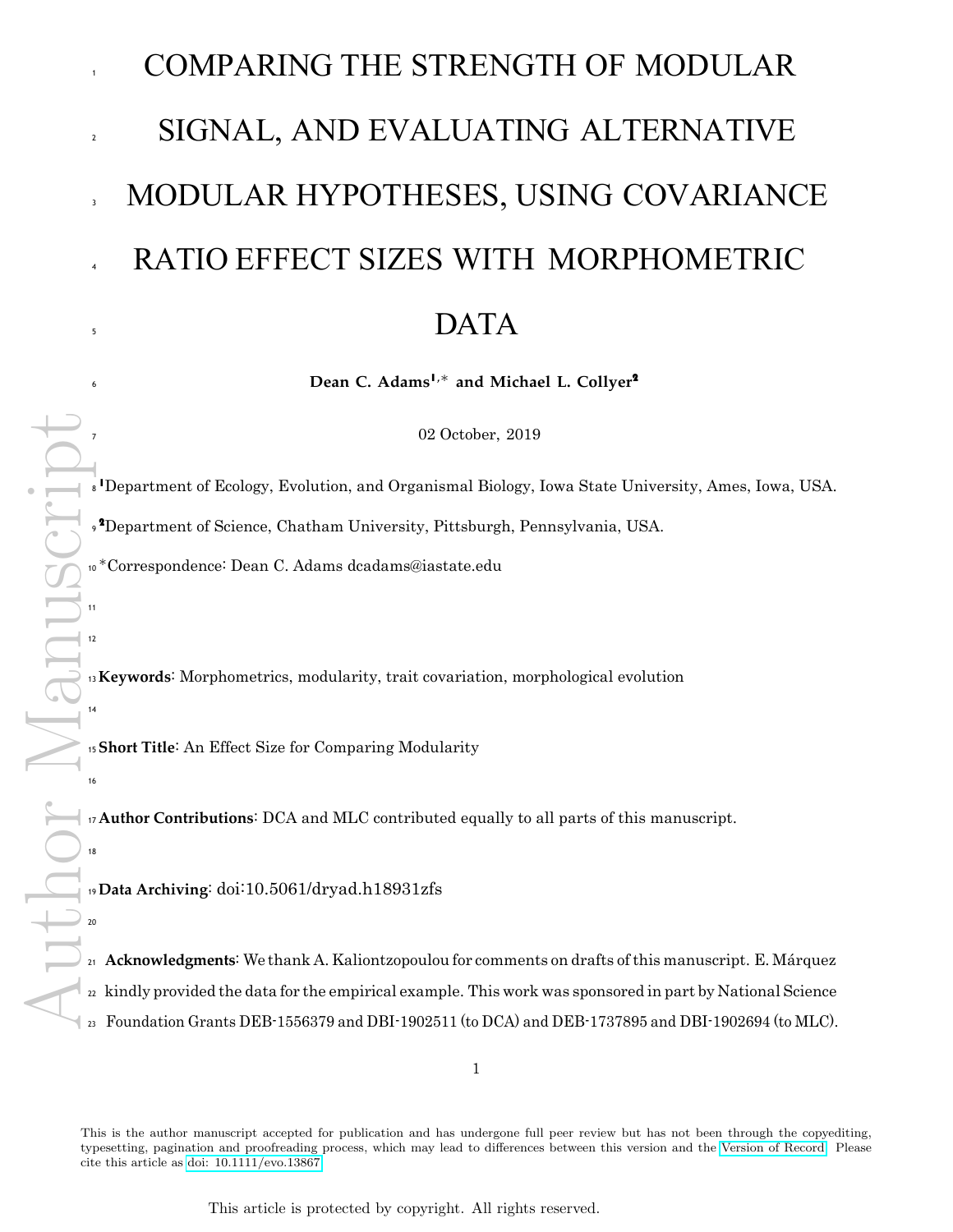# COMPARING THE STRENGTH OF MODULAR SIGNAL, AND EVALUATING ALTERNATIVE MODULAR HYPOTHESES, USING COVARIANCE RATIO EFFECT SIZES WITH MORPHOMETRIC DATA

**Dean C. Adams[1,*] and Michael L. Collyer[2]**

02 October, 2019

[1]Department of Ecology, Evolution, and Organismal Biology, Iowa State University, Ames, Iowa, USA.

[2]Department of Science, Chatham University, Pittsburgh, Pennsylvania, USA.

*Correspondence: Dean C. Adams dcadams@iastate.edu

**Keywords**: Morphometrics, modularity, trait covariation, morphological evolution

**Short Title**: An Effect Size for Comparing Modularity

**Author Contributions**: DCA and MLC contributed equally to all parts of this manuscript.

**Data Archiving**: doi:10.5061/dryad.h18931zfs

**Acknowledgments**: We thank A. Kaliontzopoulou for comments on drafts of this manuscript. E. Márquez kindly provided the data for the empirical example. This work was sponsored in part by National Science Foundation Grants DEB-1556379 and DBI-1902511 (to DCA) and DEB-1737895 and DBI-1902694 (to MLC).

This is the author manuscript accepted for publication and has undergone full peer review but has not been through the copyediting, typesetting, pagination and proofreading process, which may lead to differences between this version and the Version of Record. Please cite this article as doi: 10.1111/evo.13867

This article is protected by copyright. All rights reserved.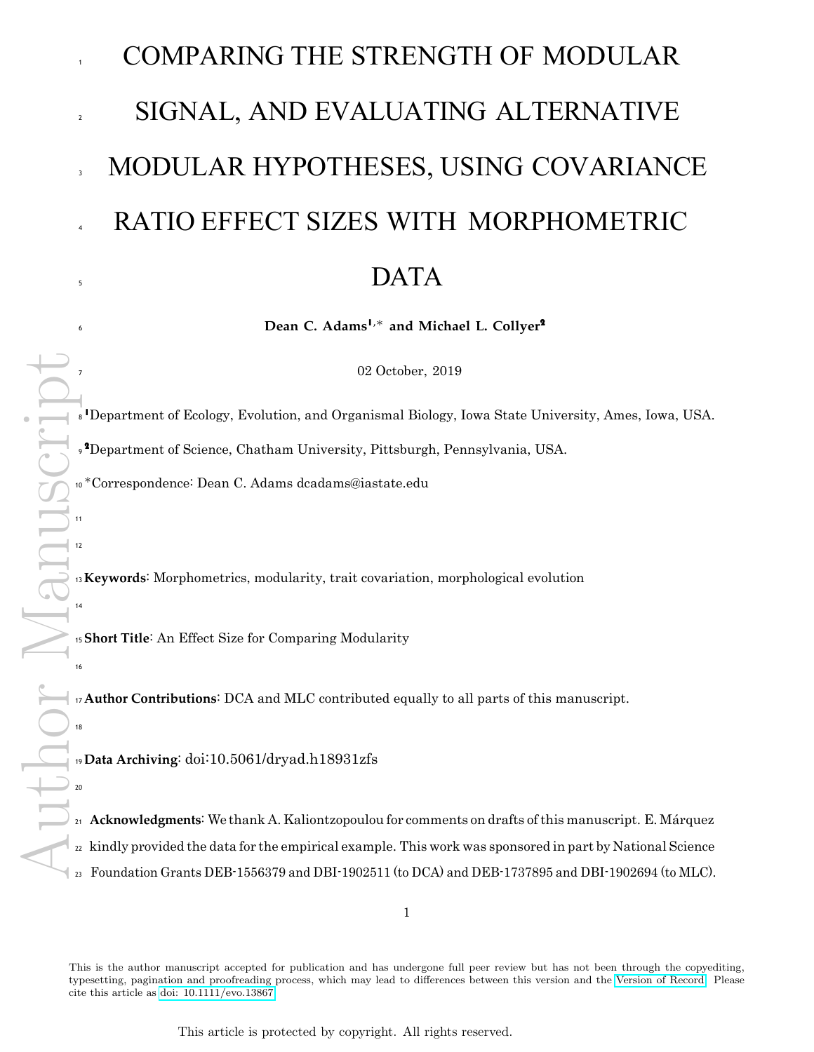# COMPARING THE STRENGTH OF MODULAR SIGNAL, AND EVALUATING ALTERNATIVE MODULAR HYPOTHESES, USING COVARIANCE RATIO EFFECT SIZES WITH MORPHOMETRIC DATA

**Dean C. Adams[1,*] and Michael L. Collyer[2]**

02 October, 2019

[1]Department of Ecology, Evolution, and Organismal Biology, Iowa State University, Ames, Iowa, USA.

[2]Department of Science, Chatham University, Pittsburgh, Pennsylvania, USA.

*Correspondence: Dean C. Adams dcadams@iastate.edu

**Keywords**: Morphometrics, modularity, trait covariation, morphological evolution

**Short Title**: An Effect Size for Comparing Modularity

**Author Contributions**: DCA and MLC contributed equally to all parts of this manuscript.

**Data Archiving**: doi:10.5061/dryad.h18931zfs

**Acknowledgments**: We thank A. Kaliontzopoulou for comments on drafts of this manuscript. E. Márquez kindly provided the data for the empirical example. This work was sponsored in part by National Science Foundation Grants DEB-1556379 and DBI-1902511 (to DCA) and DEB-1737895 and DBI-1902694 (to MLC).

This is the author manuscript accepted for publication and has undergone full peer review but has not been through the copyediting, typesetting, pagination and proofreading process, which may lead to differences between this version and the Version of Record. Please cite this article as doi: 10.1111/evo.13867

This article is protected by copyright. All rights reserved.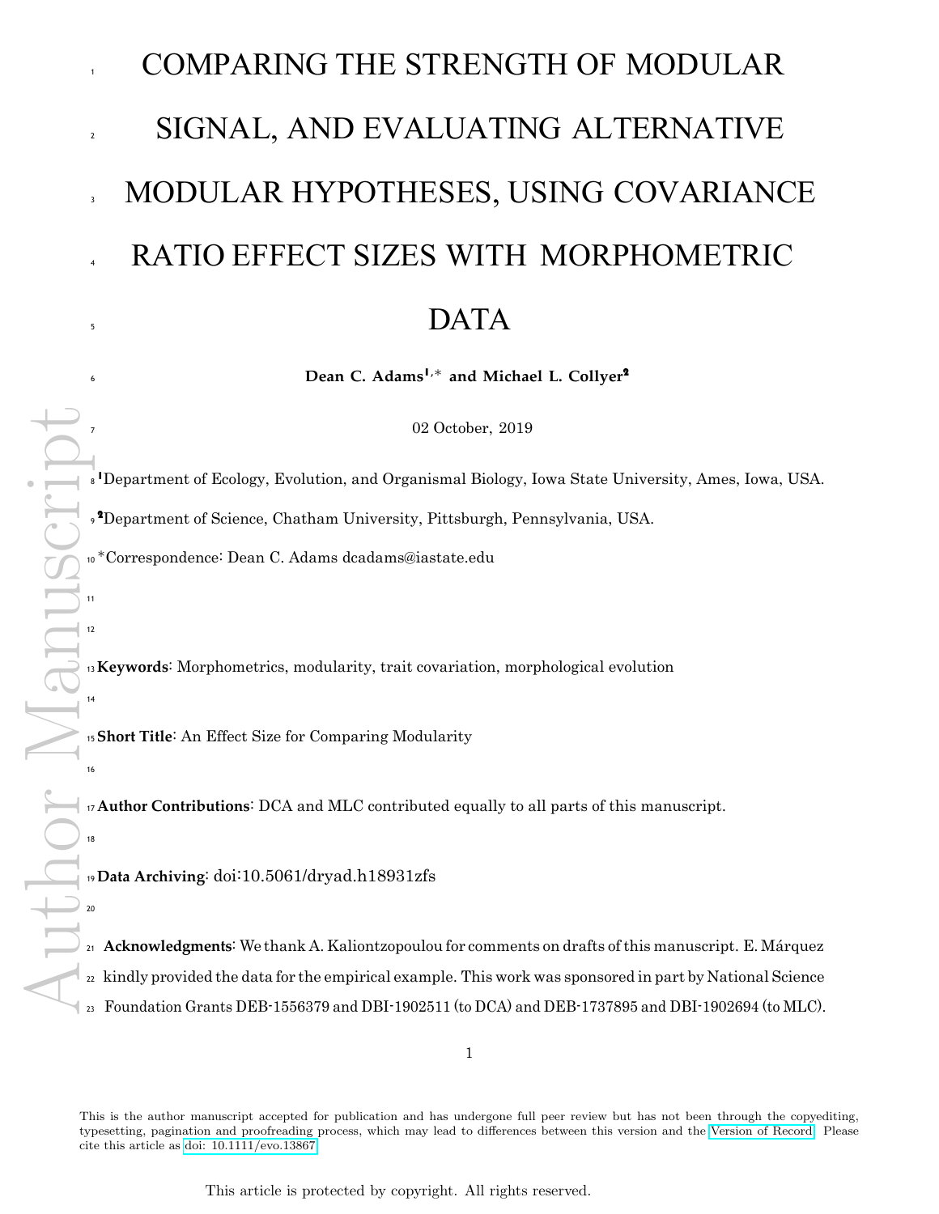# COMPARING THE STRENGTH OF MODULAR SIGNAL, AND EVALUATING ALTERNATIVE MODULAR HYPOTHESES, USING COVARIANCE RATIO EFFECT SIZES WITH MORPHOMETRIC DATA

**Dean C. Adams[1,*] and Michael L. Collyer[2]**

02 October, 2019

[1]Department of Ecology, Evolution, and Organismal Biology, Iowa State University, Ames, Iowa, USA.

[2]Department of Science, Chatham University, Pittsburgh, Pennsylvania, USA.

*Correspondence: Dean C. Adams dcadams@iastate.edu

**Keywords**: Morphometrics, modularity, trait covariation, morphological evolution

**Short Title**: An Effect Size for Comparing Modularity

**Author Contributions**: DCA and MLC contributed equally to all parts of this manuscript.

**Data Archiving**: doi:10.5061/dryad.h18931zfs

**Acknowledgments**: We thank A. Kaliontzopoulou for comments on drafts of this manuscript. E. Márquez kindly provided the data for the empirical example. This work was sponsored in part by National Science Foundation Grants DEB-1556379 and DBI-1902511 (to DCA) and DEB-1737895 and DBI-1902694 (to MLC).

This is the author manuscript accepted for publication and has undergone full peer review but has not been through the copyediting, typesetting, pagination and proofreading process, which may lead to differences between this version and the Version of Record. Please cite this article as doi: 10.1111/evo.13867

This article is protected by copyright. All rights reserved.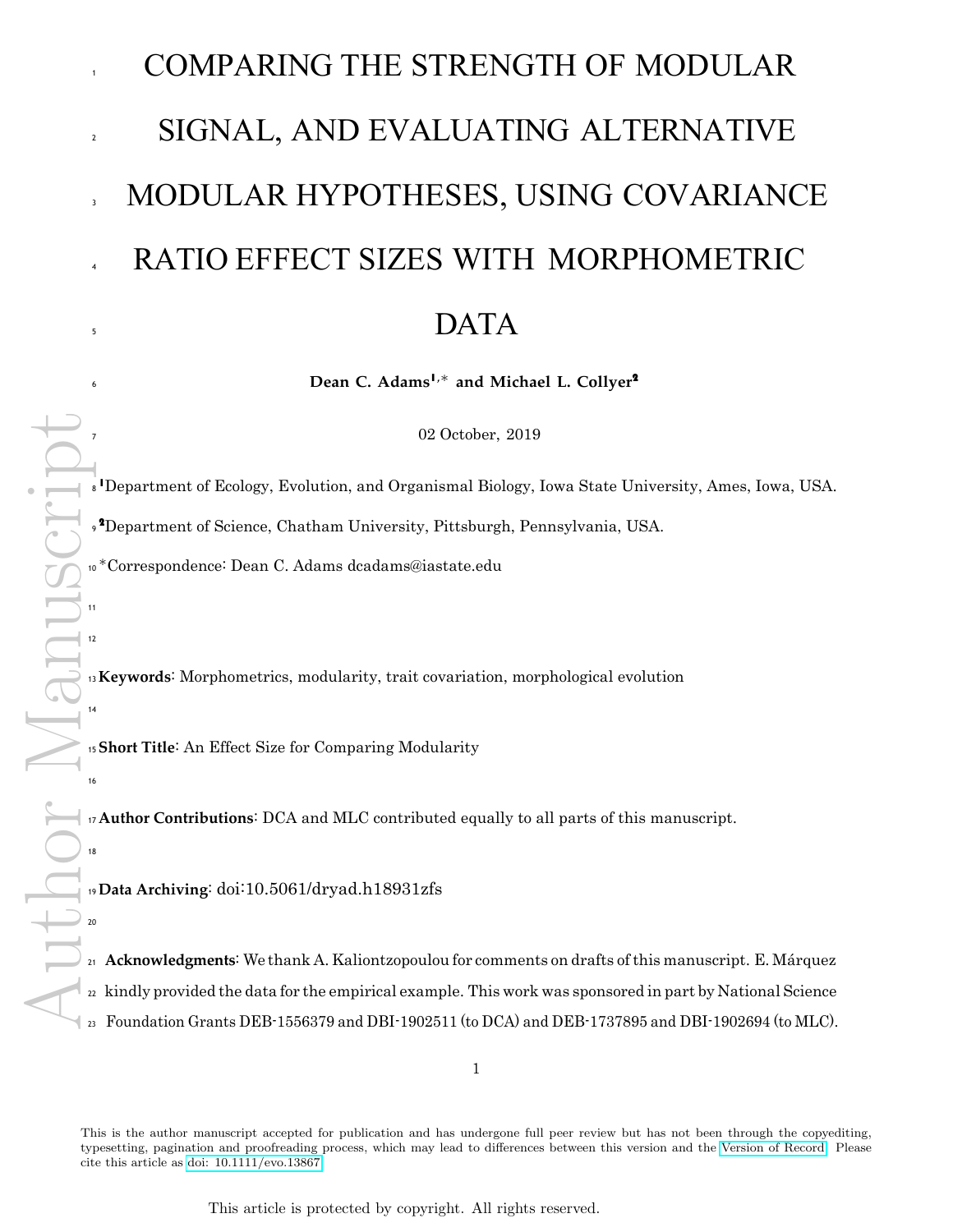# COMPARING THE STRENGTH OF MODULAR SIGNAL, AND EVALUATING ALTERNATIVE MODULAR HYPOTHESES, USING COVARIANCE RATIO EFFECT SIZES WITH MORPHOMETRIC DATA

**Dean C. Adams[1,*] and Michael L. Collyer[2]**

02 October, 2019

[1]Department of Ecology, Evolution, and Organismal Biology, Iowa State University, Ames, Iowa, USA.

[2]Department of Science, Chatham University, Pittsburgh, Pennsylvania, USA.

*Correspondence: Dean C. Adams dcadams@iastate.edu

**Keywords**: Morphometrics, modularity, trait covariation, morphological evolution

**Short Title**: An Effect Size for Comparing Modularity

**Author Contributions**: DCA and MLC contributed equally to all parts of this manuscript.

**Data Archiving**: doi:10.5061/dryad.h18931zfs

**Acknowledgments**: We thank A. Kaliontzopoulou for comments on drafts of this manuscript. E. Márquez kindly provided the data for the empirical example. This work was sponsored in part by National Science Foundation Grants DEB-1556379 and DBI-1902511 (to DCA) and DEB-1737895 and DBI-1902694 (to MLC).

This is the author manuscript accepted for publication and has undergone full peer review but has not been through the copyediting, typesetting, pagination and proofreading process, which may lead to differences between this version and the Version of Record. Please cite this article as doi: 10.1111/evo.13867

This article is protected by copyright. All rights reserved.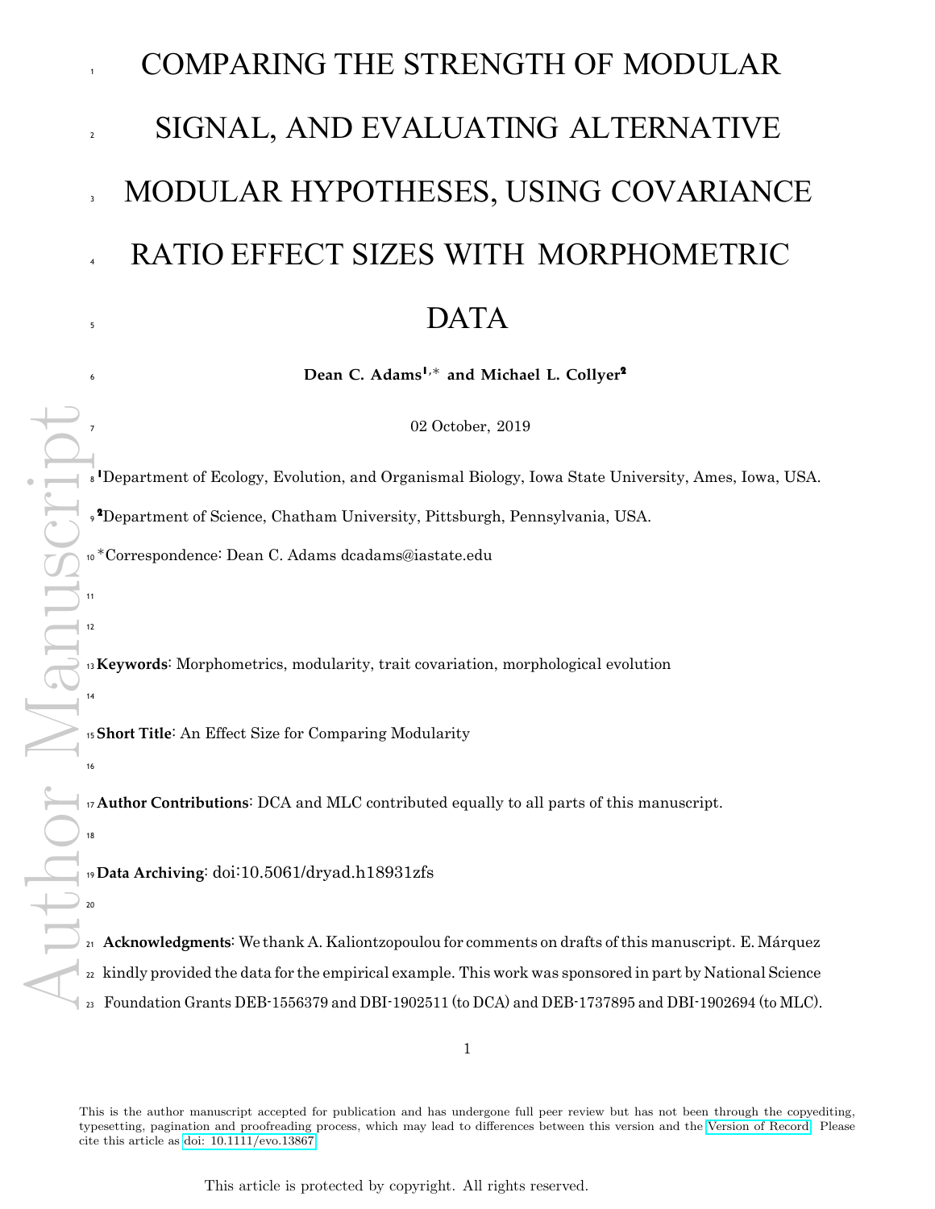# COMPARING THE STRENGTH OF MODULAR SIGNAL, AND EVALUATING ALTERNATIVE MODULAR HYPOTHESES, USING COVARIANCE RATIO EFFECT SIZES WITH MORPHOMETRIC DATA

**Dean C. Adams[1,*] and Michael L. Collyer[2]**

02 October, 2019

[1]Department of Ecology, Evolution, and Organismal Biology, Iowa State University, Ames, Iowa, USA.

[2]Department of Science, Chatham University, Pittsburgh, Pennsylvania, USA.

*Correspondence: Dean C. Adams dcadams@iastate.edu

**Keywords**: Morphometrics, modularity, trait covariation, morphological evolution

**Short Title**: An Effect Size for Comparing Modularity

**Author Contributions**: DCA and MLC contributed equally to all parts of this manuscript.

**Data Archiving**: doi:10.5061/dryad.h18931zfs

**Acknowledgments**: We thank A. Kaliontzopoulou for comments on drafts of this manuscript. E. Márquez kindly provided the data for the empirical example. This work was sponsored in part by National Science Foundation Grants DEB-1556379 and DBI-1902511 (to DCA) and DEB-1737895 and DBI-1902694 (to MLC).

This is the author manuscript accepted for publication and has undergone full peer review but has not been through the copyediting, typesetting, pagination and proofreading process, which may lead to differences between this version and the Version of Record. Please cite this article as doi: 10.1111/evo.13867

This article is protected by copyright. All rights reserved.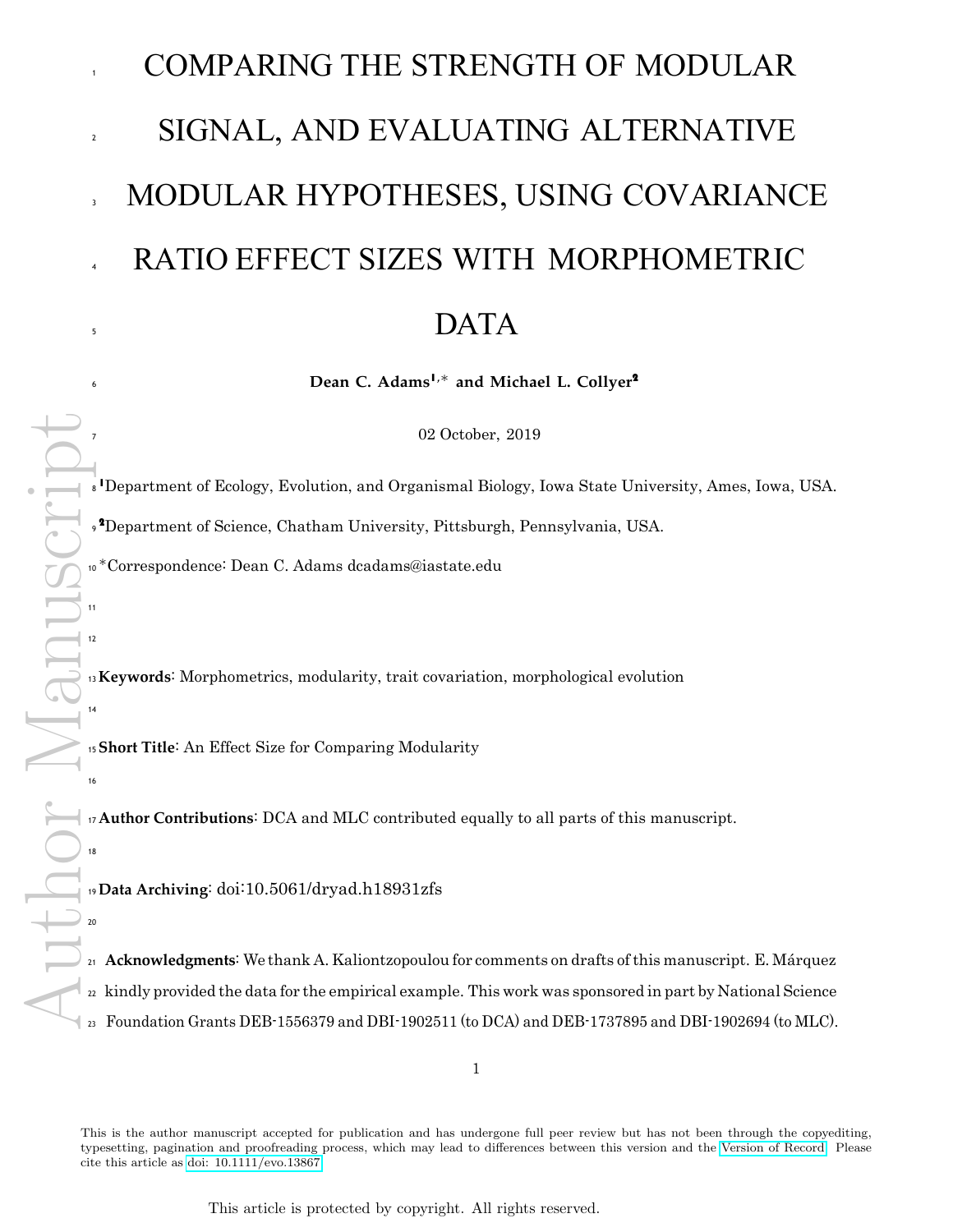# COMPARING THE STRENGTH OF MODULAR SIGNAL, AND EVALUATING ALTERNATIVE MODULAR HYPOTHESES, USING COVARIANCE RATIO EFFECT SIZES WITH MORPHOMETRIC DATA

**Dean C. Adams[1,*] and Michael L. Collyer[2]**

02 October, 2019

[1]Department of Ecology, Evolution, and Organismal Biology, Iowa State University, Ames, Iowa, USA.

[2]Department of Science, Chatham University, Pittsburgh, Pennsylvania, USA.

*Correspondence: Dean C. Adams dcadams@iastate.edu

**Keywords**: Morphometrics, modularity, trait covariation, morphological evolution

**Short Title**: An Effect Size for Comparing Modularity

**Author Contributions**: DCA and MLC contributed equally to all parts of this manuscript.

**Data Archiving**: doi:10.5061/dryad.h18931zfs

**Acknowledgments**: We thank A. Kaliontzopoulou for comments on drafts of this manuscript. E. Márquez kindly provided the data for the empirical example. This work was sponsored in part by National Science Foundation Grants DEB-1556379 and DBI-1902511 (to DCA) and DEB-1737895 and DBI-1902694 (to MLC).

This is the author manuscript accepted for publication and has undergone full peer review but has not been through the copyediting, typesetting, pagination and proofreading process, which may lead to differences between this version and the Version of Record. Please cite this article as doi: 10.1111/evo.13867

This article is protected by copyright. All rights reserved.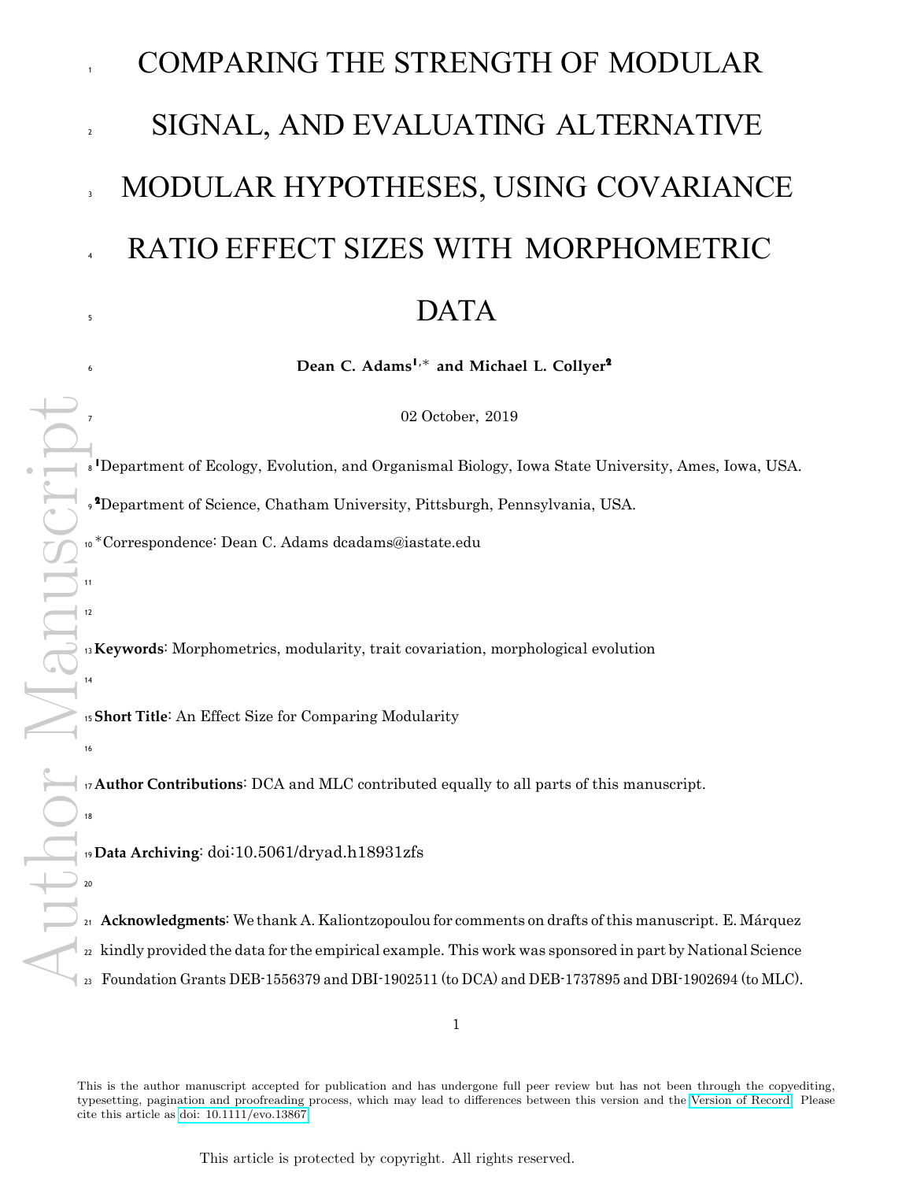# COMPARING THE STRENGTH OF MODULAR SIGNAL, AND EVALUATING ALTERNATIVE MODULAR HYPOTHESES, USING COVARIANCE RATIO EFFECT SIZES WITH MORPHOMETRIC DATA

**Dean C. Adams[1,*] and Michael L. Collyer[2]**

02 October, 2019

[1]Department of Ecology, Evolution, and Organismal Biology, Iowa State University, Ames, Iowa, USA.

[2]Department of Science, Chatham University, Pittsburgh, Pennsylvania, USA.

*Correspondence: Dean C. Adams dcadams@iastate.edu

**Keywords**: Morphometrics, modularity, trait covariation, morphological evolution

**Short Title**: An Effect Size for Comparing Modularity

**Author Contributions**: DCA and MLC contributed equally to all parts of this manuscript.

**Data Archiving**: doi:10.5061/dryad.h18931zfs

**Acknowledgments**: We thank A. Kaliontzopoulou for comments on drafts of this manuscript. E. Márquez kindly provided the data for the empirical example. This work was sponsored in part by National Science Foundation Grants DEB-1556379 and DBI-1902511 (to DCA) and DEB-1737895 and DBI-1902694 (to MLC).

This is the author manuscript accepted for publication and has undergone full peer review but has not been through the copyediting, typesetting, pagination and proofreading process, which may lead to differences between this version and the Version of Record. Please cite this article as doi: 10.1111/evo.13867

This article is protected by copyright. All rights reserved.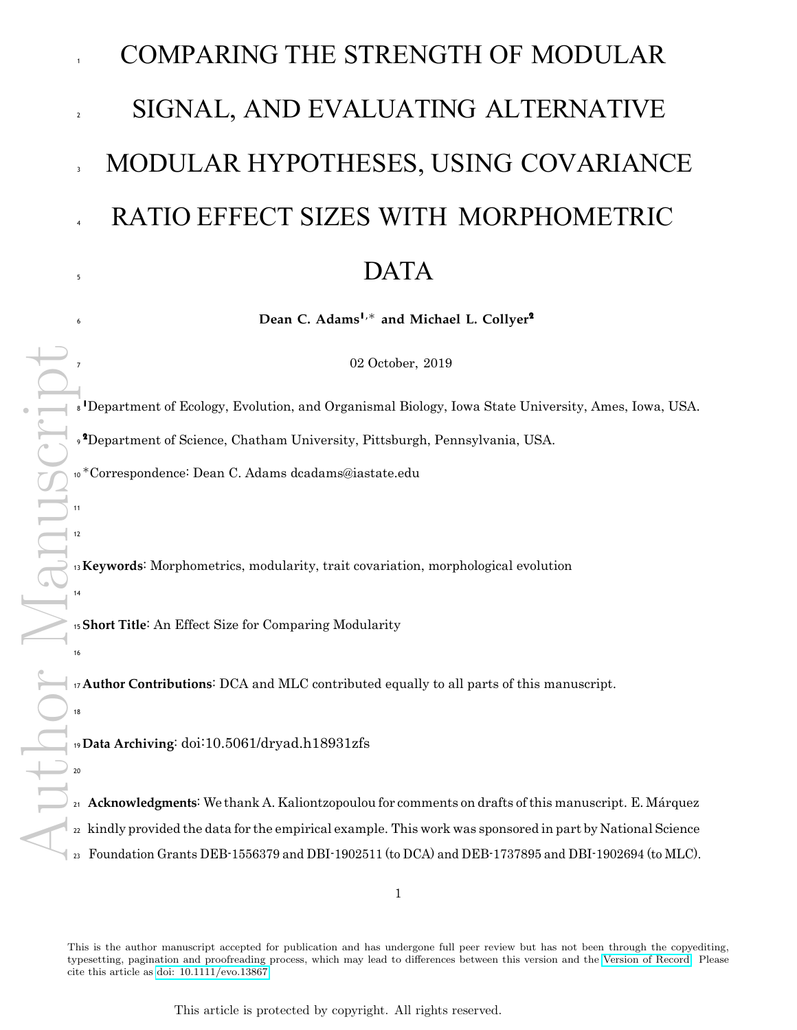# COMPARING THE STRENGTH OF MODULAR SIGNAL, AND EVALUATING ALTERNATIVE MODULAR HYPOTHESES, USING COVARIANCE RATIO EFFECT SIZES WITH MORPHOMETRIC DATA

**Dean C. Adams[1,*] and Michael L. Collyer[2]**

02 October, 2019

[1]Department of Ecology, Evolution, and Organismal Biology, Iowa State University, Ames, Iowa, USA.

[2]Department of Science, Chatham University, Pittsburgh, Pennsylvania, USA.

*Correspondence: Dean C. Adams dcadams@iastate.edu

**Keywords**: Morphometrics, modularity, trait covariation, morphological evolution

**Short Title**: An Effect Size for Comparing Modularity

**Author Contributions**: DCA and MLC contributed equally to all parts of this manuscript.

**Data Archiving**: doi:10.5061/dryad.h18931zfs

**Acknowledgments**: We thank A. Kaliontzopoulou for comments on drafts of this manuscript. E. Márquez kindly provided the data for the empirical example. This work was sponsored in part by National Science Foundation Grants DEB-1556379 and DBI-1902511 (to DCA) and DEB-1737895 and DBI-1902694 (to MLC).

This is the author manuscript accepted for publication and has undergone full peer review but has not been through the copyediting, typesetting, pagination and proofreading process, which may lead to differences between this version and the Version of Record. Please cite this article as doi: 10.1111/evo.13867

This article is protected by copyright. All rights reserved.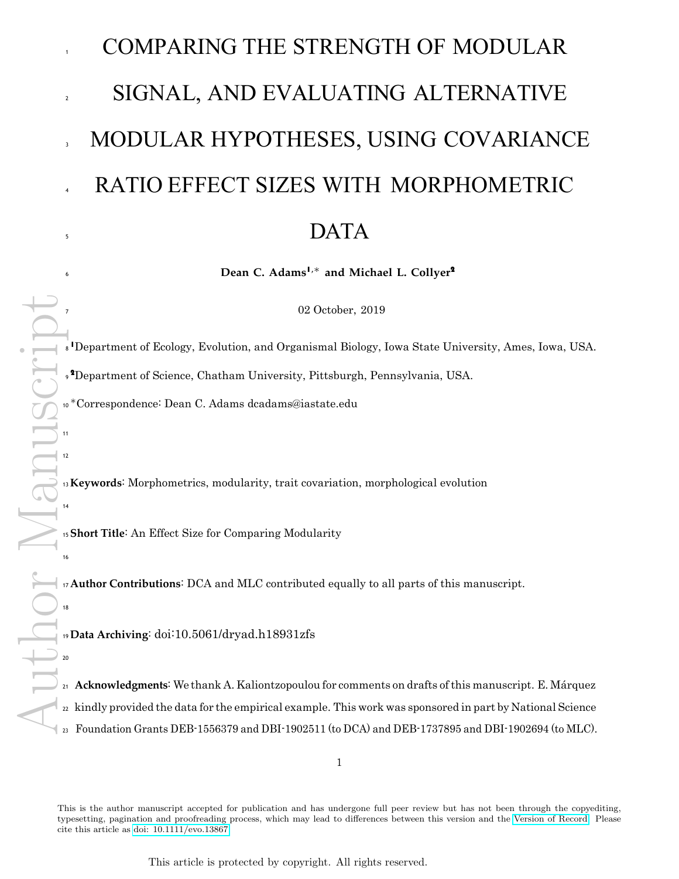# COMPARING THE STRENGTH OF MODULAR SIGNAL, AND EVALUATING ALTERNATIVE MODULAR HYPOTHESES, USING COVARIANCE RATIO EFFECT SIZES WITH MORPHOMETRIC DATA

**Dean C. Adams[1,]* and Michael L. Collyer[2]**

02 October, 2019

[1]Department of Ecology, Evolution, and Organismal Biology, Iowa State University, Ames, Iowa, USA.

[2]Department of Science, Chatham University, Pittsburgh, Pennsylvania, USA.

*Correspondence: Dean C. Adams dcadams@iastate.edu

**Keywords**: Morphometrics, modularity, trait covariation, morphological evolution

**Short Title**: An Effect Size for Comparing Modularity

**Author Contributions**: DCA and MLC contributed equally to all parts of this manuscript.

**Data Archiving**: doi:10.5061/dryad.h18931zfs

**Acknowledgments**: We thank A. Kaliontzopoulou for comments on drafts of this manuscript. E. Márquez kindly provided the data for the empirical example. This work was sponsored in part by National Science Foundation Grants DEB-1556379 and DBI-1902511 (to DCA) and DEB-1737895 and DBI-1902694 (to MLC).

This is the author manuscript accepted for publication and has undergone full peer review but has not been through the copyediting, typesetting, pagination and proofreading process, which may lead to differences between this version and the Version of Record. Please cite this article as doi: 10.1111/evo.13867

This article is protected by copyright. All rights reserved.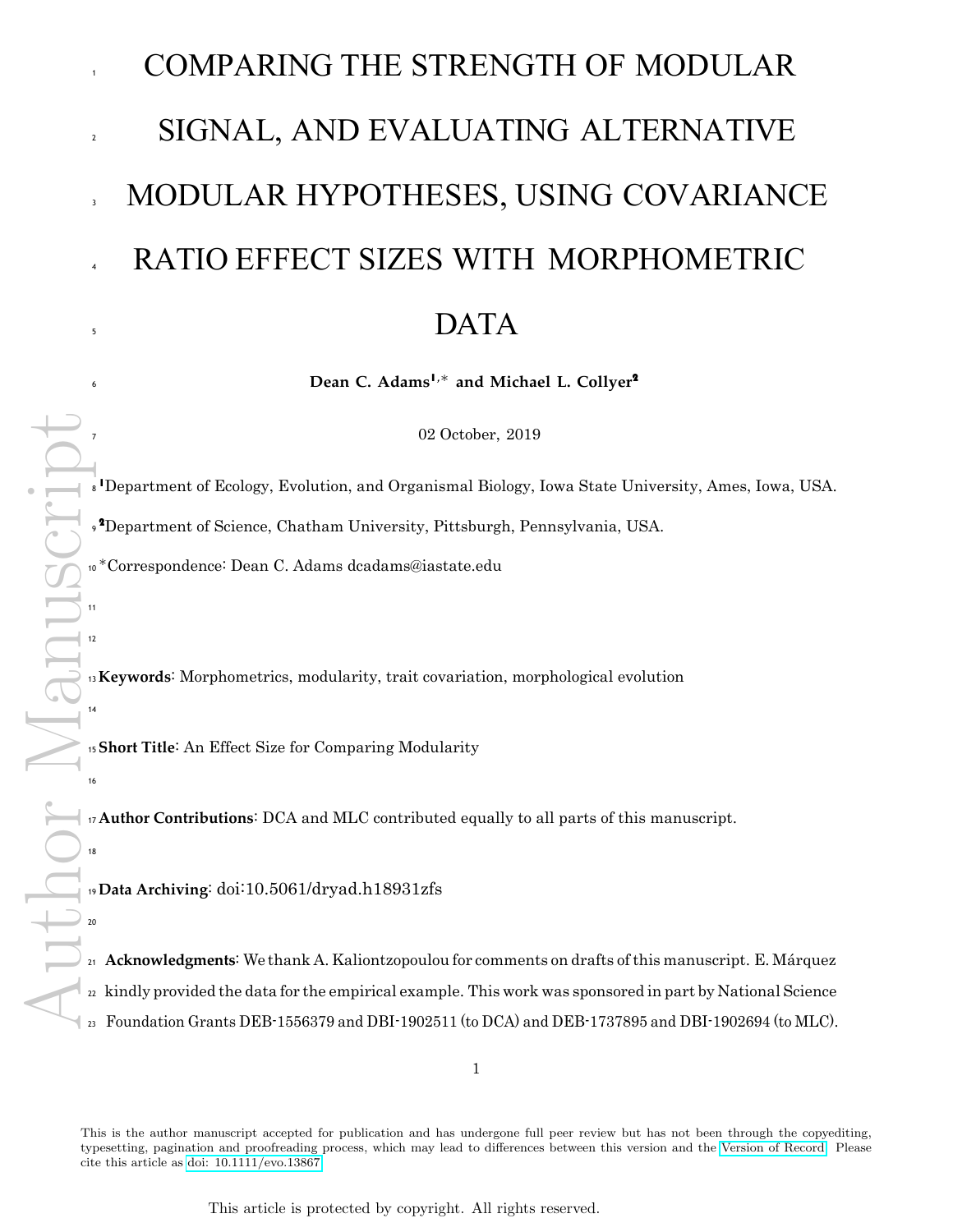# COMPARING THE STRENGTH OF MODULAR SIGNAL, AND EVALUATING ALTERNATIVE MODULAR HYPOTHESES, USING COVARIANCE RATIO EFFECT SIZES WITH MORPHOMETRIC DATA

**Dean C. Adams[1,*] and Michael L. Collyer[2]**

02 October, 2019

[1]Department of Ecology, Evolution, and Organismal Biology, Iowa State University, Ames, Iowa, USA.

[2]Department of Science, Chatham University, Pittsburgh, Pennsylvania, USA.

*Correspondence: Dean C. Adams dcadams@iastate.edu

**Keywords**: Morphometrics, modularity, trait covariation, morphological evolution

**Short Title**: An Effect Size for Comparing Modularity

**Author Contributions**: DCA and MLC contributed equally to all parts of this manuscript.

**Data Archiving**: doi:10.5061/dryad.h18931zfs

**Acknowledgments**: We thank A. Kaliontzopoulou for comments on drafts of this manuscript. E. Márquez kindly provided the data for the empirical example. This work was sponsored in part by National Science Foundation Grants DEB-1556379 and DBI-1902511 (to DCA) and DEB-1737895 and DBI-1902694 (to MLC).

This is the author manuscript accepted for publication and has undergone full peer review but has not been through the copyediting, typesetting, pagination and proofreading process, which may lead to differences between this version and the Version of Record. Please cite this article as doi: 10.1111/evo.13867

This article is protected by copyright. All rights reserved.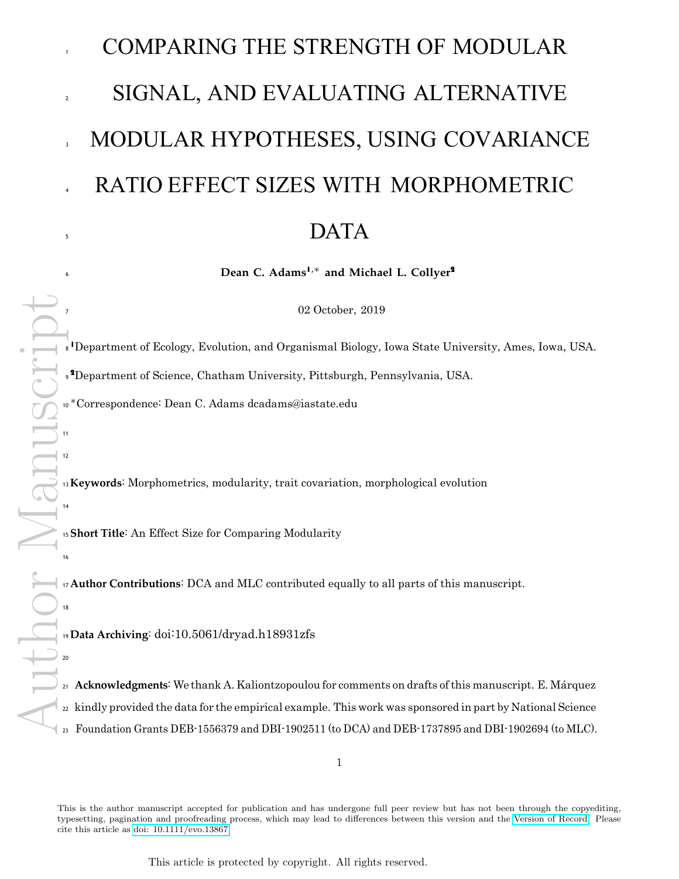# COMPARING THE STRENGTH OF MODULAR SIGNAL, AND EVALUATING ALTERNATIVE MODULAR HYPOTHESES, USING COVARIANCE RATIO EFFECT SIZES WITH MORPHOMETRIC DATA

**Dean C. Adams[1,*] and Michael L. Collyer[2]**

02 October, 2019

[1]Department of Ecology, Evolution, and Organismal Biology, Iowa State University, Ames, Iowa, USA.

[2]Department of Science, Chatham University, Pittsburgh, Pennsylvania, USA.

*Correspondence: Dean C. Adams dcadams@iastate.edu

**Keywords**: Morphometrics, modularity, trait covariation, morphological evolution

**Short Title**: An Effect Size for Comparing Modularity

**Author Contributions**: DCA and MLC contributed equally to all parts of this manuscript.

**Data Archiving**: doi:10.5061/dryad.h18931zfs

**Acknowledgments**: We thank A. Kaliontzopoulou for comments on drafts of this manuscript. E. Márquez kindly provided the data for the empirical example. This work was sponsored in part by National Science Foundation Grants DEB-1556379 and DBI-1902511 (to DCA) and DEB-1737895 and DBI-1902694 (to MLC).

This is the author manuscript accepted for publication and has undergone full peer review but has not been through the copyediting, typesetting, pagination and proofreading process, which may lead to differences between this version and the Version of Record. Please cite this article as doi: 10.1111/evo.13867

This article is protected by copyright. All rights reserved.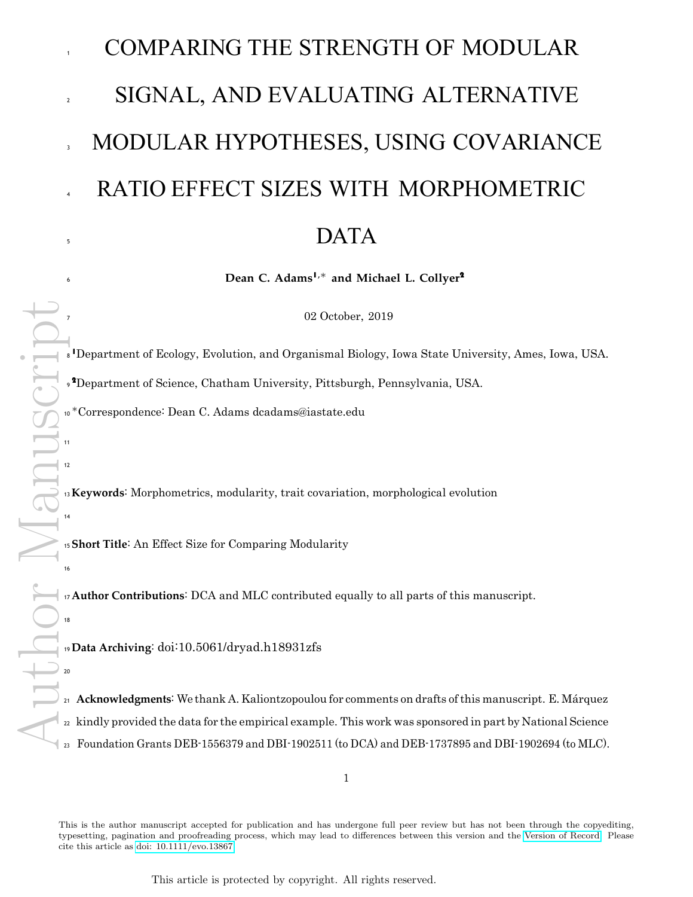# COMPARING THE STRENGTH OF MODULAR SIGNAL, AND EVALUATING ALTERNATIVE MODULAR HYPOTHESES, USING COVARIANCE RATIO EFFECT SIZES WITH MORPHOMETRIC DATA

**Dean C. Adams[1],* and Michael L. Collyer[2]**

02 October, 2019

[1]Department of Ecology, Evolution, and Organismal Biology, Iowa State University, Ames, Iowa, USA.

[2]Department of Science, Chatham University, Pittsburgh, Pennsylvania, USA.

*Correspondence: Dean C. Adams dcadams@iastate.edu

**Keywords**: Morphometrics, modularity, trait covariation, morphological evolution

**Short Title**: An Effect Size for Comparing Modularity

**Author Contributions**: DCA and MLC contributed equally to all parts of this manuscript.

**Data Archiving**: doi:10.5061/dryad.h18931zfs

**Acknowledgments**: We thank A. Kaliontzopoulou for comments on drafts of this manuscript. E. Márquez kindly provided the data for the empirical example. This work was sponsored in part by National Science Foundation Grants DEB-1556379 and DBI-1902511 (to DCA) and DEB-1737895 and DBI-1902694 (to MLC).

This is the author manuscript accepted for publication and has undergone full peer review but has not been through the copyediting, typesetting, pagination and proofreading process, which may lead to differences between this version and the Version of Record. Please cite this article as doi: 10.1111/evo.13867

This article is protected by copyright. All rights reserved.